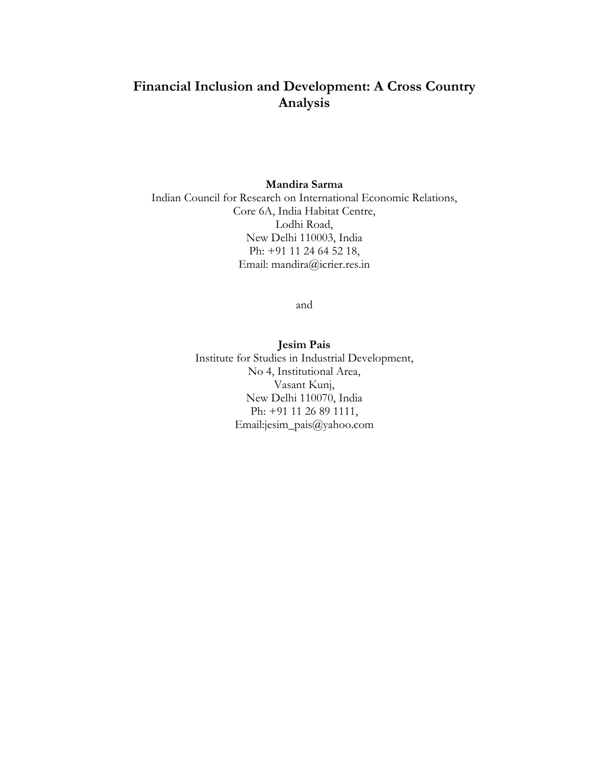# Financial Inclusion and Development: A Cross Country Analysis

**Mandira Sarma**
Indian Council for Research on International Economic Relations,
Core 6A, India Habitat Centre,
Lodhi Road,
New Delhi 110003, India
Ph: +91 11 24 64 52 18,
Email: mandira@icrier.res.in

and

**Jesim Pais**
Institute for Studies in Industrial Development,
No 4, Institutional Area,
Vasant Kunj,
New Delhi 110070, India
Ph: +91 11 26 89 1111,
Email:jesim_pais@yahoo.com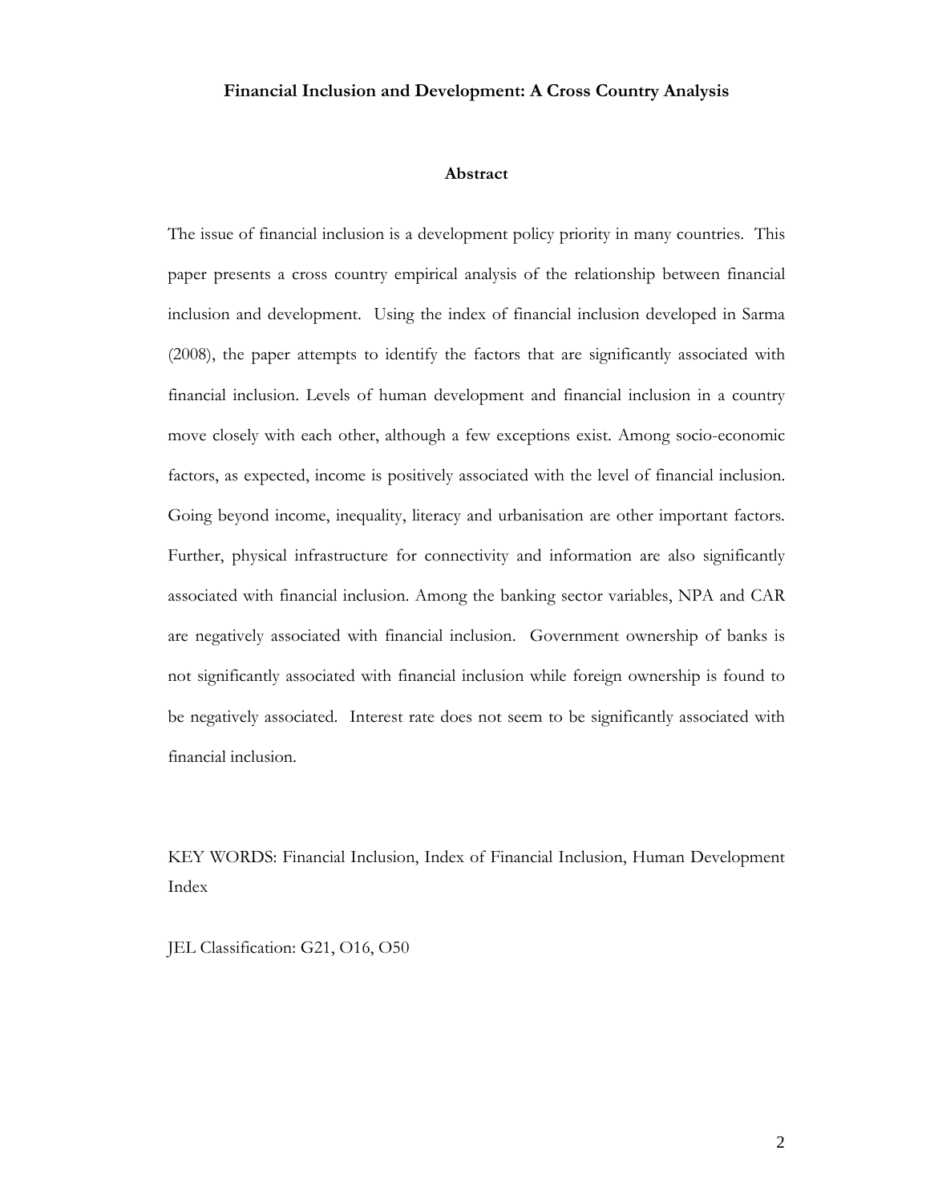**Financial Inclusion and Development: A Cross Country Analysis**

**Abstract**

The issue of financial inclusion is a development policy priority in many countries. This paper presents a cross country empirical analysis of the relationship between financial inclusion and development. Using the index of financial inclusion developed in Sarma (2008), the paper attempts to identify the factors that are significantly associated with financial inclusion. Levels of human development and financial inclusion in a country move closely with each other, although a few exceptions exist. Among socio-economic factors, as expected, income is positively associated with the level of financial inclusion. Going beyond income, inequality, literacy and urbanisation are other important factors. Further, physical infrastructure for connectivity and information are also significantly associated with financial inclusion. Among the banking sector variables, NPA and CAR are negatively associated with financial inclusion. Government ownership of banks is not significantly associated with financial inclusion while foreign ownership is found to be negatively associated. Interest rate does not seem to be significantly associated with financial inclusion.

KEY WORDS: Financial Inclusion, Index of Financial Inclusion, Human Development Index

JEL Classification: G21, O16, O50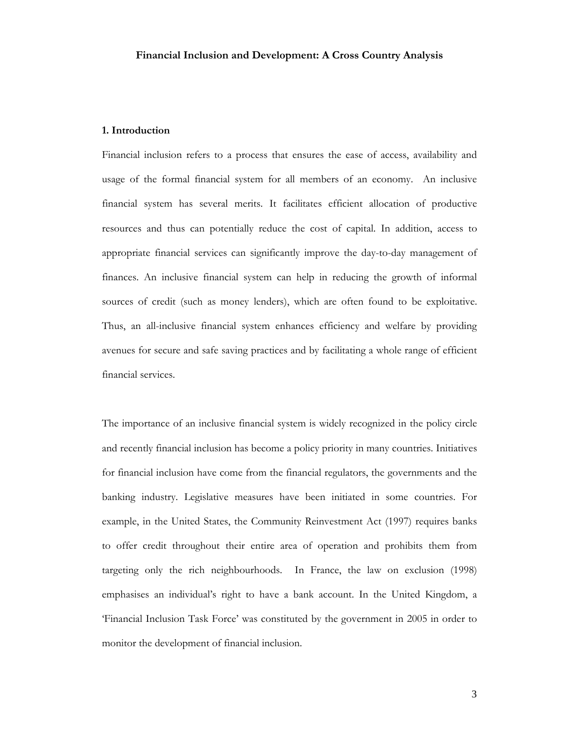**Financial Inclusion and Development: A Cross Country Analysis**

## 1. Introduction

Financial inclusion refers to a process that ensures the ease of access, availability and usage of the formal financial system for all members of an economy. An inclusive financial system has several merits. It facilitates efficient allocation of productive resources and thus can potentially reduce the cost of capital. In addition, access to appropriate financial services can significantly improve the day-to-day management of finances. An inclusive financial system can help in reducing the growth of informal sources of credit (such as money lenders), which are often found to be exploitative. Thus, an all-inclusive financial system enhances efficiency and welfare by providing avenues for secure and safe saving practices and by facilitating a whole range of efficient financial services.

The importance of an inclusive financial system is widely recognized in the policy circle and recently financial inclusion has become a policy priority in many countries. Initiatives for financial inclusion have come from the financial regulators, the governments and the banking industry. Legislative measures have been initiated in some countries. For example, in the United States, the Community Reinvestment Act (1997) requires banks to offer credit throughout their entire area of operation and prohibits them from targeting only the rich neighbourhoods. In France, the law on exclusion (1998) emphasises an individual's right to have a bank account. In the United Kingdom, a 'Financial Inclusion Task Force' was constituted by the government in 2005 in order to monitor the development of financial inclusion.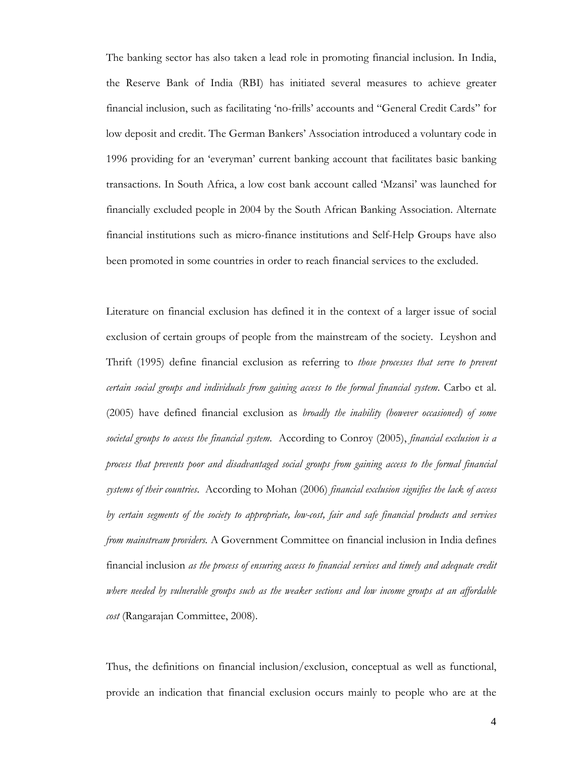The banking sector has also taken a lead role in promoting financial inclusion. In India, the Reserve Bank of India (RBI) has initiated several measures to achieve greater financial inclusion, such as facilitating 'no-frills' accounts and "General Credit Cards" for low deposit and credit. The German Bankers' Association introduced a voluntary code in 1996 providing for an 'everyman' current banking account that facilitates basic banking transactions. In South Africa, a low cost bank account called 'Mzansi' was launched for financially excluded people in 2004 by the South African Banking Association. Alternate financial institutions such as micro-finance institutions and Self-Help Groups have also been promoted in some countries in order to reach financial services to the excluded.

Literature on financial exclusion has defined it in the context of a larger issue of social exclusion of certain groups of people from the mainstream of the society. Leyshon and Thrift (1995) define financial exclusion as referring to *those processes that serve to prevent certain social groups and individuals from gaining access to the formal financial system*. Carbo et al. (2005) have defined financial exclusion as *broadly the inability (however occasioned) of some societal groups to access the financial system*. According to Conroy (2005), *financial exclusion is a process that prevents poor and disadvantaged social groups from gaining access to the formal financial systems of their countries*. According to Mohan (2006) *financial exclusion signifies the lack of access by certain segments of the society to appropriate, low-cost, fair and safe financial products and services from mainstream providers.* A Government Committee on financial inclusion in India defines financial inclusion *as the process of ensuring access to financial services and timely and adequate credit where needed by vulnerable groups such as the weaker sections and low income groups at an affordable cost* (Rangarajan Committee, 2008).

Thus, the definitions on financial inclusion/exclusion, conceptual as well as functional, provide an indication that financial exclusion occurs mainly to people who are at the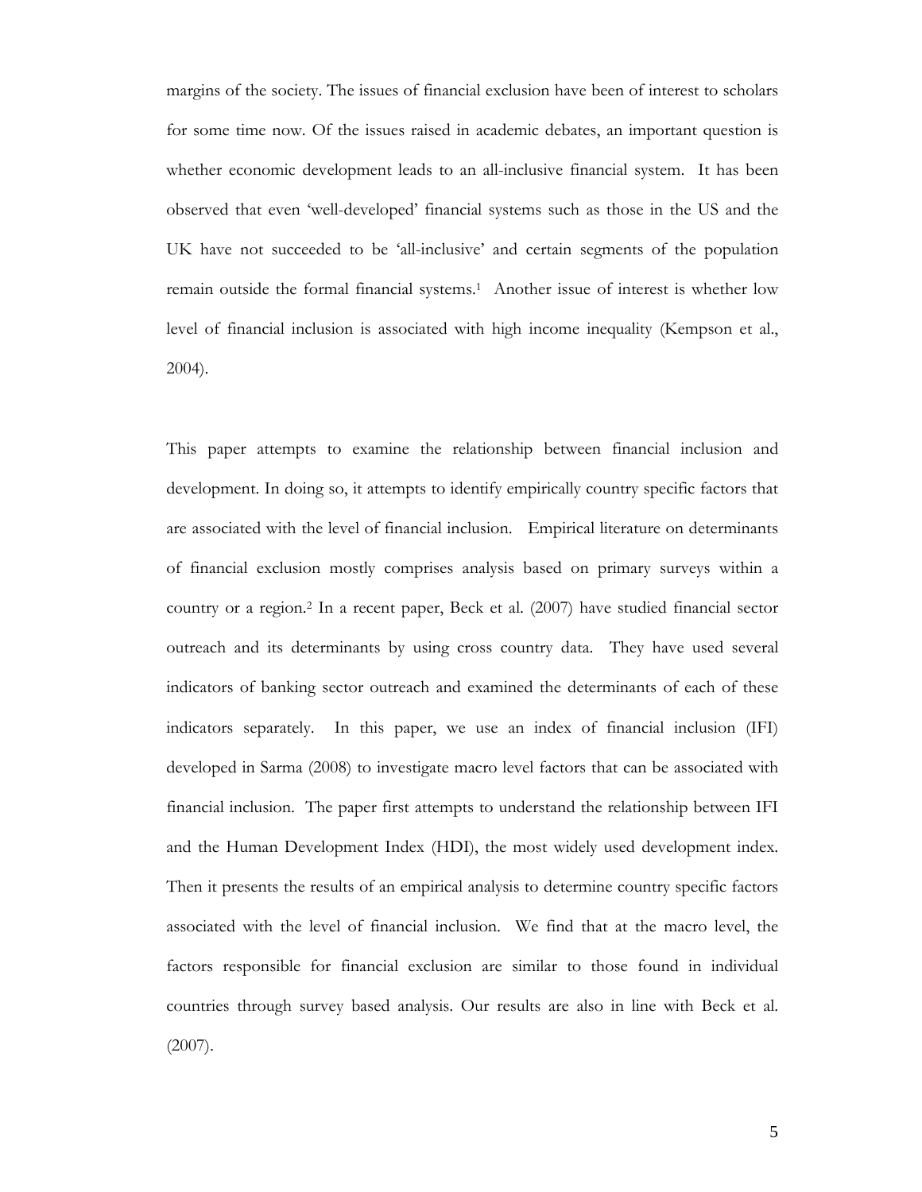margins of the society. The issues of financial exclusion have been of interest to scholars for some time now. Of the issues raised in academic debates, an important question is whether economic development leads to an all-inclusive financial system. It has been observed that even 'well-developed' financial systems such as those in the US and the UK have not succeeded to be 'all-inclusive' and certain segments of the population remain outside the formal financial systems.[1] Another issue of interest is whether low level of financial inclusion is associated with high income inequality (Kempson et al., 2004).

This paper attempts to examine the relationship between financial inclusion and development. In doing so, it attempts to identify empirically country specific factors that are associated with the level of financial inclusion. Empirical literature on determinants of financial exclusion mostly comprises analysis based on primary surveys within a country or a region.[2] In a recent paper, Beck et al. (2007) have studied financial sector outreach and its determinants by using cross country data. They have used several indicators of banking sector outreach and examined the determinants of each of these indicators separately. In this paper, we use an index of financial inclusion (IFI) developed in Sarma (2008) to investigate macro level factors that can be associated with financial inclusion. The paper first attempts to understand the relationship between IFI and the Human Development Index (HDI), the most widely used development index. Then it presents the results of an empirical analysis to determine country specific factors associated with the level of financial inclusion. We find that at the macro level, the factors responsible for financial exclusion are similar to those found in individual countries through survey based analysis. Our results are also in line with Beck et al. (2007).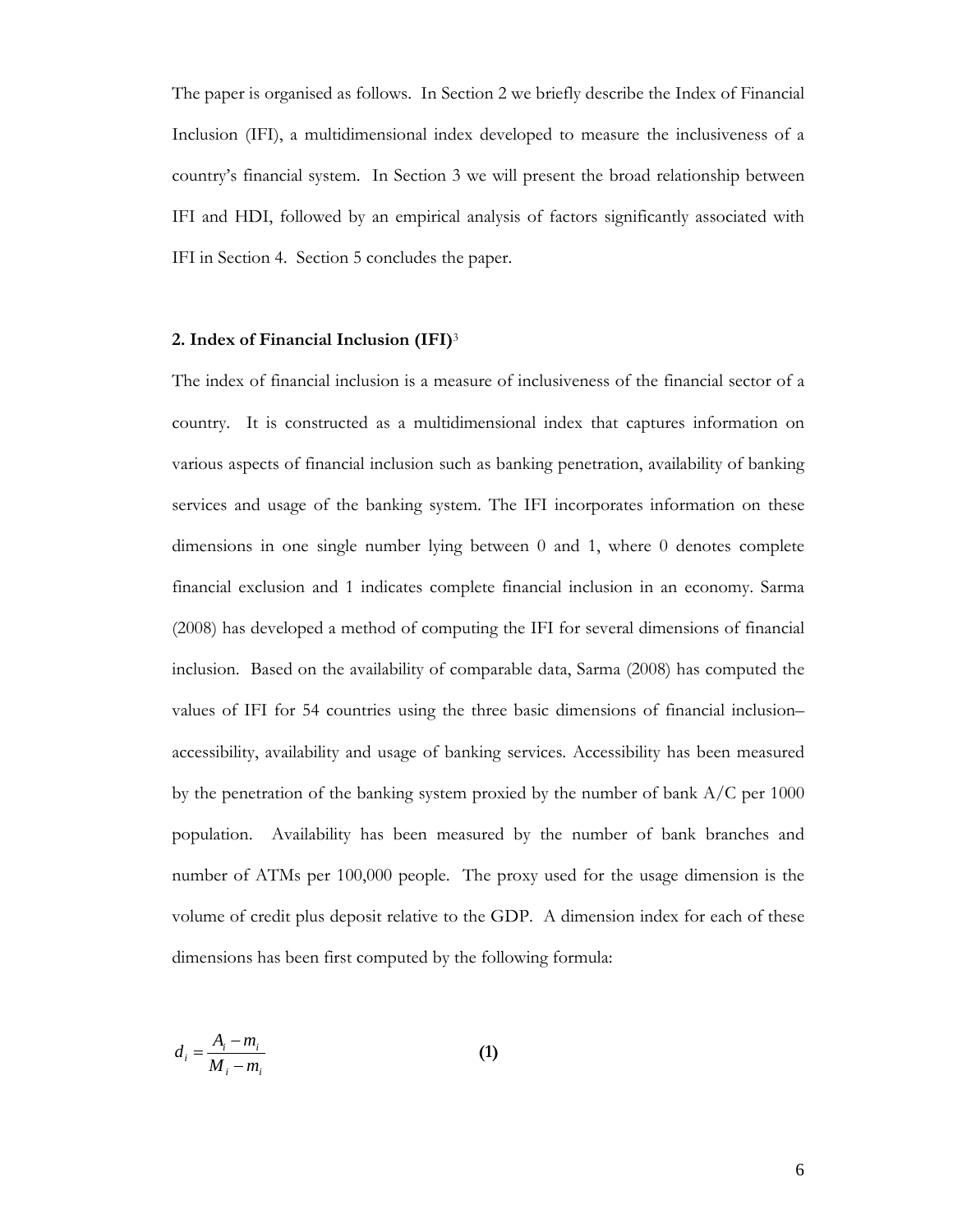The paper is organised as follows. In Section 2 we briefly describe the Index of Financial Inclusion (IFI), a multidimensional index developed to measure the inclusiveness of a country's financial system. In Section 3 we will present the broad relationship between IFI and HDI, followed by an empirical analysis of factors significantly associated with IFI in Section 4. Section 5 concludes the paper.

## 2. Index of Financial Inclusion (IFI)[3]

The index of financial inclusion is a measure of inclusiveness of the financial sector of a country. It is constructed as a multidimensional index that captures information on various aspects of financial inclusion such as banking penetration, availability of banking services and usage of the banking system. The IFI incorporates information on these dimensions in one single number lying between 0 and 1, where 0 denotes complete financial exclusion and 1 indicates complete financial inclusion in an economy. Sarma (2008) has developed a method of computing the IFI for several dimensions of financial inclusion. Based on the availability of comparable data, Sarma (2008) has computed the values of IFI for 54 countries using the three basic dimensions of financial inclusion– accessibility, availability and usage of banking services. Accessibility has been measured by the penetration of the banking system proxied by the number of bank A/C per 1000 population. Availability has been measured by the number of bank branches and number of ATMs per 100,000 people. The proxy used for the usage dimension is the volume of credit plus deposit relative to the GDP. A dimension index for each of these dimensions has been first computed by the following formula:

$$d_i = \frac{A_i - m_i}{M_i - m_i} \qquad \textbf{(1)}$$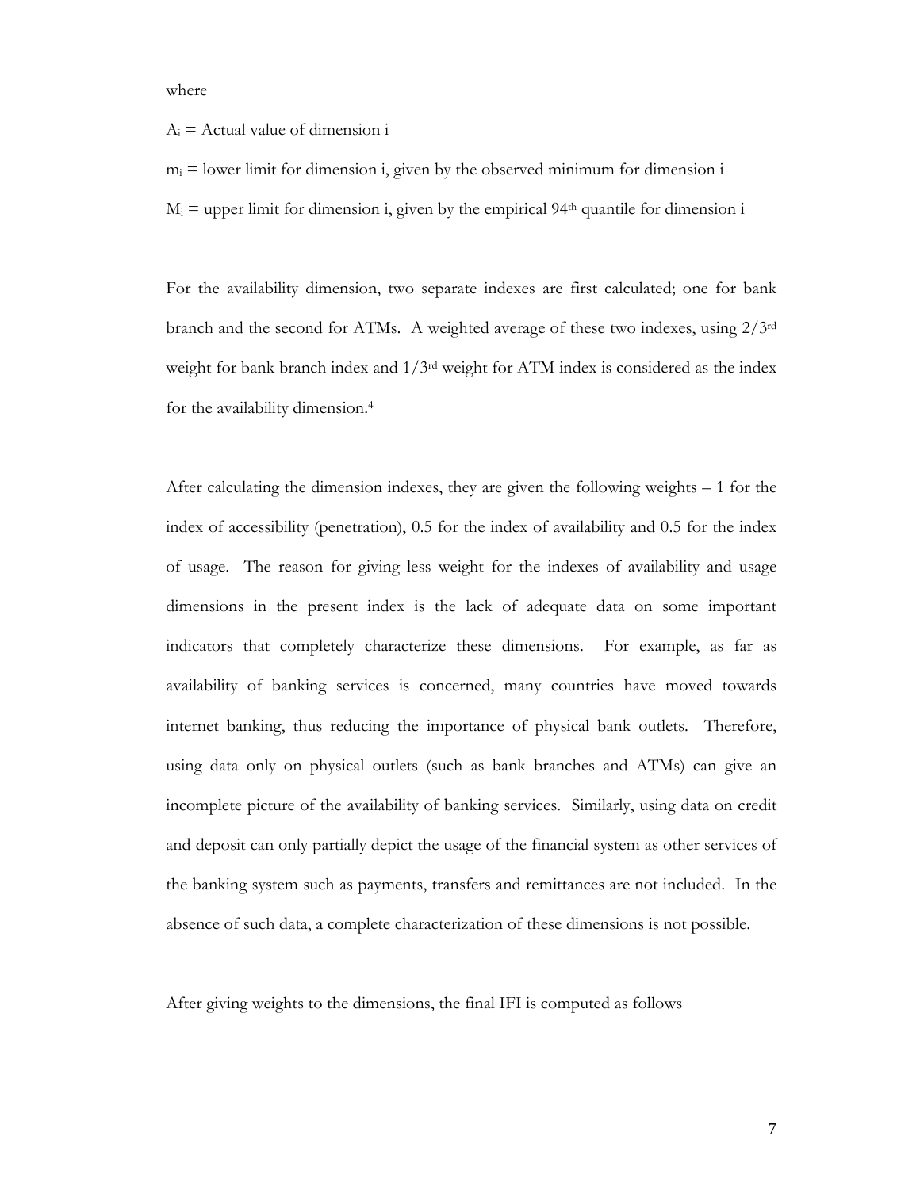where

$A_i$ = Actual value of dimension i

$m_i$ = lower limit for dimension i, given by the observed minimum for dimension i

$M_i$ = upper limit for dimension i, given by the empirical 94th quantile for dimension i

For the availability dimension, two separate indexes are first calculated; one for bank branch and the second for ATMs. A weighted average of these two indexes, using 2/3rd weight for bank branch index and 1/3rd weight for ATM index is considered as the index for the availability dimension.[4]

After calculating the dimension indexes, they are given the following weights – 1 for the index of accessibility (penetration), 0.5 for the index of availability and 0.5 for the index of usage. The reason for giving less weight for the indexes of availability and usage dimensions in the present index is the lack of adequate data on some important indicators that completely characterize these dimensions. For example, as far as availability of banking services is concerned, many countries have moved towards internet banking, thus reducing the importance of physical bank outlets. Therefore, using data only on physical outlets (such as bank branches and ATMs) can give an incomplete picture of the availability of banking services. Similarly, using data on credit and deposit can only partially depict the usage of the financial system as other services of the banking system such as payments, transfers and remittances are not included. In the absence of such data, a complete characterization of these dimensions is not possible.

After giving weights to the dimensions, the final IFI is computed as follows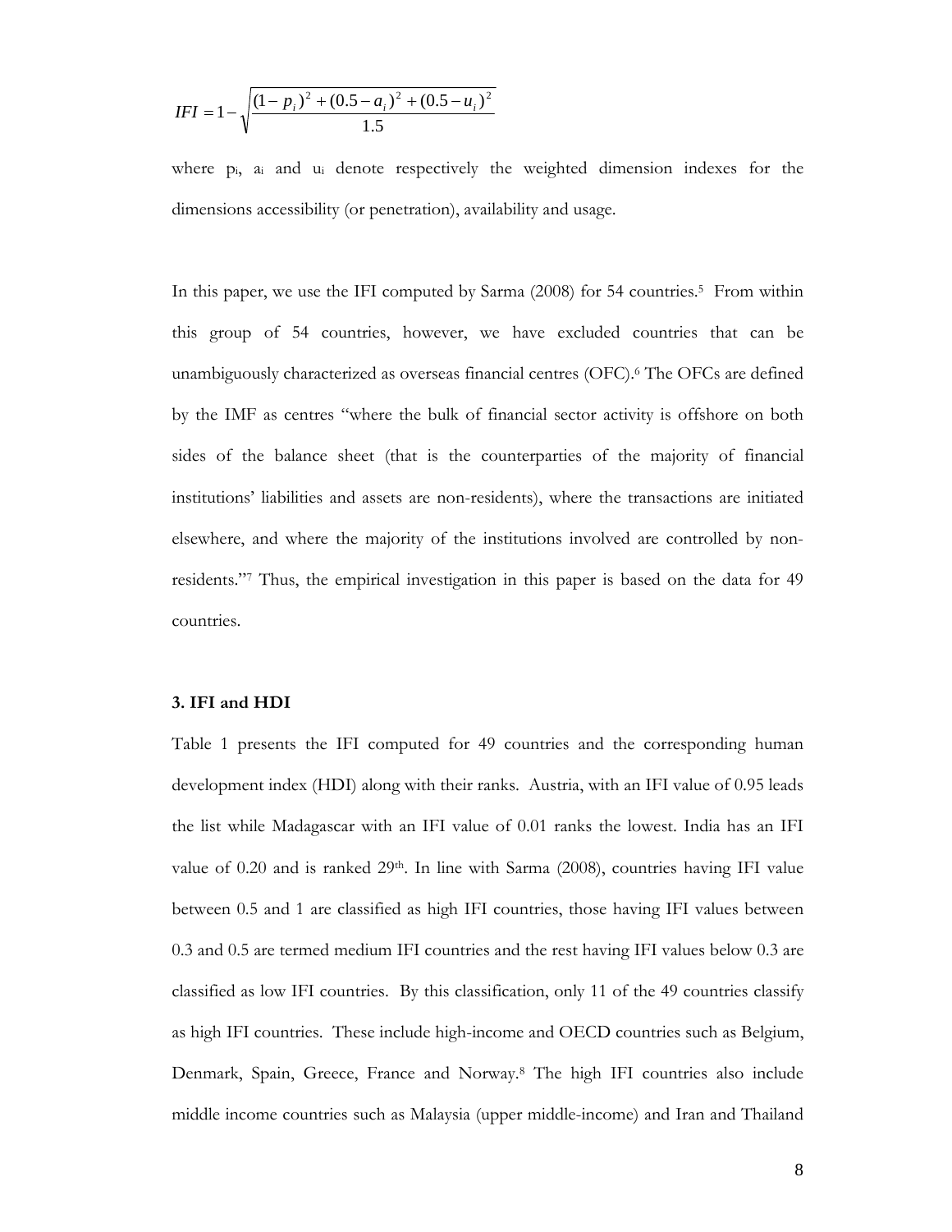$$IFI = 1 - \sqrt{\frac{(1-p_i)^2 + (0.5-a_i)^2 + (0.5-u_i)^2}{1.5}}$$

where $p_i$, $a_i$ and $u_i$ denote respectively the weighted dimension indexes for the dimensions accessibility (or penetration), availability and usage.

In this paper, we use the IFI computed by Sarma (2008) for 54 countries.[5] From within this group of 54 countries, however, we have excluded countries that can be unambiguously characterized as overseas financial centres (OFC).[6] The OFCs are defined by the IMF as centres "where the bulk of financial sector activity is offshore on both sides of the balance sheet (that is the counterparties of the majority of financial institutions' liabilities and assets are non-residents), where the transactions are initiated elsewhere, and where the majority of the institutions involved are controlled by non-residents."[7] Thus, the empirical investigation in this paper is based on the data for 49 countries.

### 3. IFI and HDI

Table 1 presents the IFI computed for 49 countries and the corresponding human development index (HDI) along with their ranks. Austria, with an IFI value of 0.95 leads the list while Madagascar with an IFI value of 0.01 ranks the lowest. India has an IFI value of 0.20 and is ranked 29th. In line with Sarma (2008), countries having IFI value between 0.5 and 1 are classified as high IFI countries, those having IFI values between 0.3 and 0.5 are termed medium IFI countries and the rest having IFI values below 0.3 are classified as low IFI countries. By this classification, only 11 of the 49 countries classify as high IFI countries. These include high-income and OECD countries such as Belgium, Denmark, Spain, Greece, France and Norway.[8] The high IFI countries also include middle income countries such as Malaysia (upper middle-income) and Iran and Thailand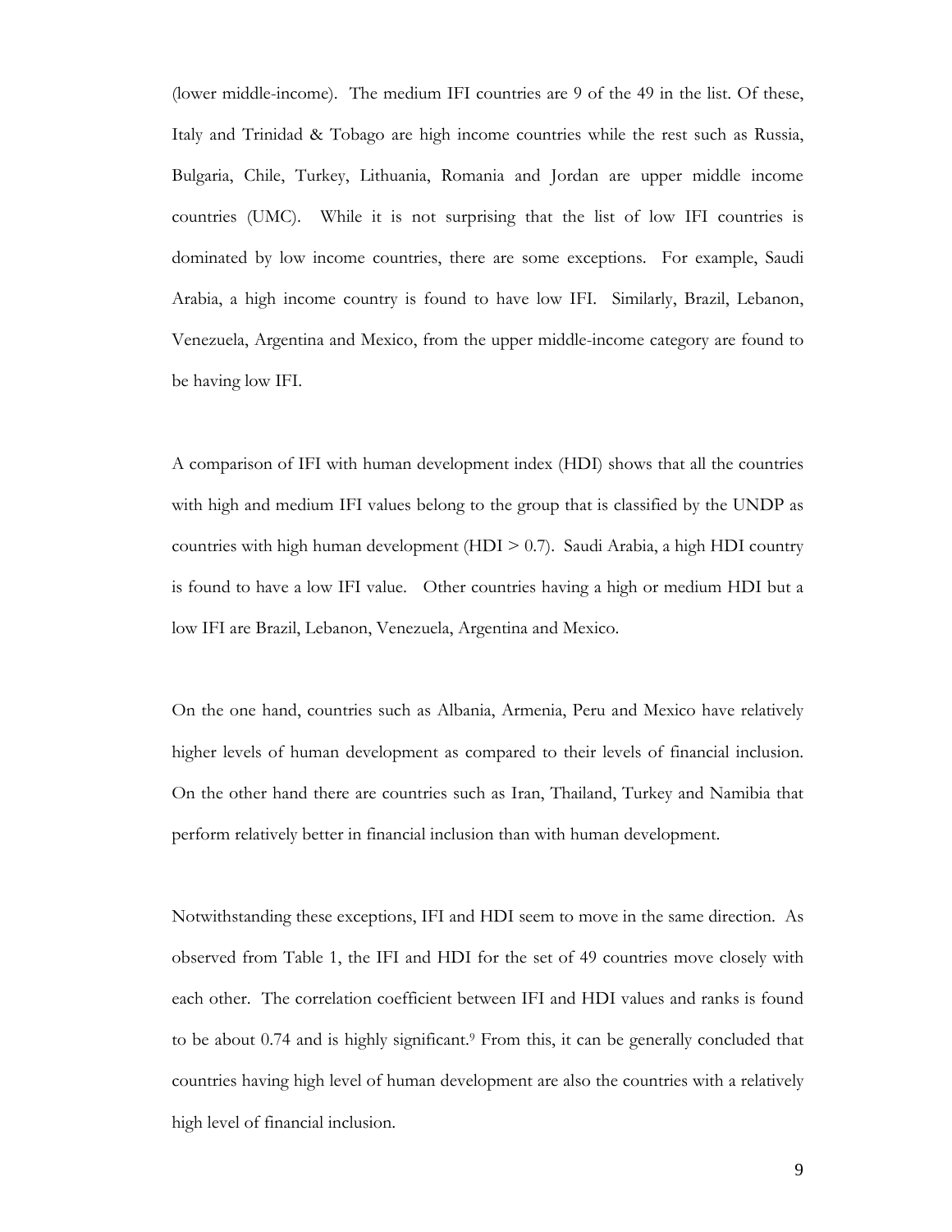(lower middle-income). The medium IFI countries are 9 of the 49 in the list. Of these, Italy and Trinidad & Tobago are high income countries while the rest such as Russia, Bulgaria, Chile, Turkey, Lithuania, Romania and Jordan are upper middle income countries (UMC). While it is not surprising that the list of low IFI countries is dominated by low income countries, there are some exceptions. For example, Saudi Arabia, a high income country is found to have low IFI. Similarly, Brazil, Lebanon, Venezuela, Argentina and Mexico, from the upper middle-income category are found to be having low IFI.

A comparison of IFI with human development index (HDI) shows that all the countries with high and medium IFI values belong to the group that is classified by the UNDP as countries with high human development (HDI > 0.7). Saudi Arabia, a high HDI country is found to have a low IFI value. Other countries having a high or medium HDI but a low IFI are Brazil, Lebanon, Venezuela, Argentina and Mexico.

On the one hand, countries such as Albania, Armenia, Peru and Mexico have relatively higher levels of human development as compared to their levels of financial inclusion. On the other hand there are countries such as Iran, Thailand, Turkey and Namibia that perform relatively better in financial inclusion than with human development.

Notwithstanding these exceptions, IFI and HDI seem to move in the same direction. As observed from Table 1, the IFI and HDI for the set of 49 countries move closely with each other. The correlation coefficient between IFI and HDI values and ranks is found to be about 0.74 and is highly significant.[9] From this, it can be generally concluded that countries having high level of human development are also the countries with a relatively high level of financial inclusion.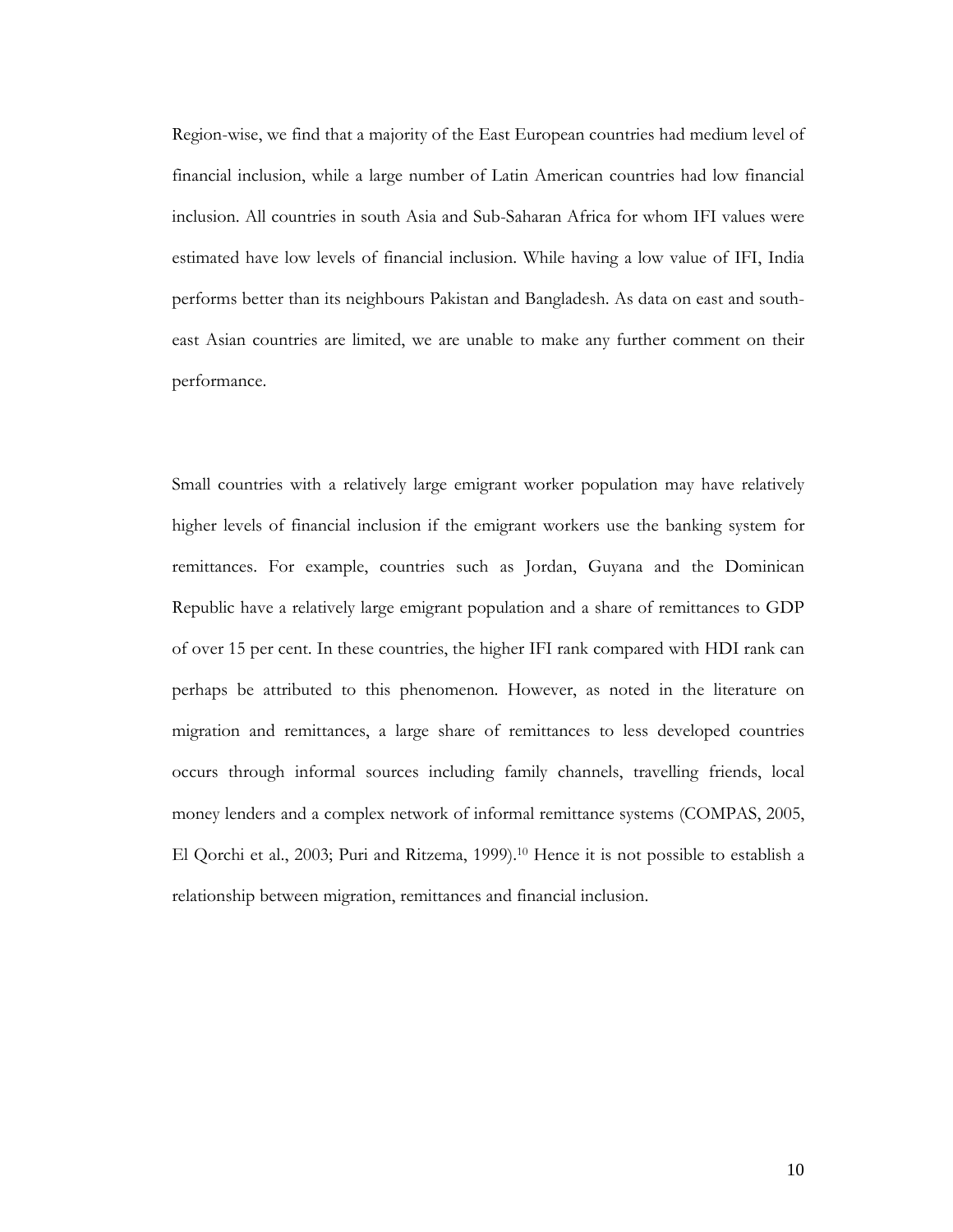Region-wise, we find that a majority of the East European countries had medium level of financial inclusion, while a large number of Latin American countries had low financial inclusion. All countries in south Asia and Sub-Saharan Africa for whom IFI values were estimated have low levels of financial inclusion. While having a low value of IFI, India performs better than its neighbours Pakistan and Bangladesh. As data on east and south-east Asian countries are limited, we are unable to make any further comment on their performance.

Small countries with a relatively large emigrant worker population may have relatively higher levels of financial inclusion if the emigrant workers use the banking system for remittances. For example, countries such as Jordan, Guyana and the Dominican Republic have a relatively large emigrant population and a share of remittances to GDP of over 15 per cent. In these countries, the higher IFI rank compared with HDI rank can perhaps be attributed to this phenomenon. However, as noted in the literature on migration and remittances, a large share of remittances to less developed countries occurs through informal sources including family channels, travelling friends, local money lenders and a complex network of informal remittance systems (COMPAS, 2005, El Qorchi et al., 2003; Puri and Ritzema, 1999).[10] Hence it is not possible to establish a relationship between migration, remittances and financial inclusion.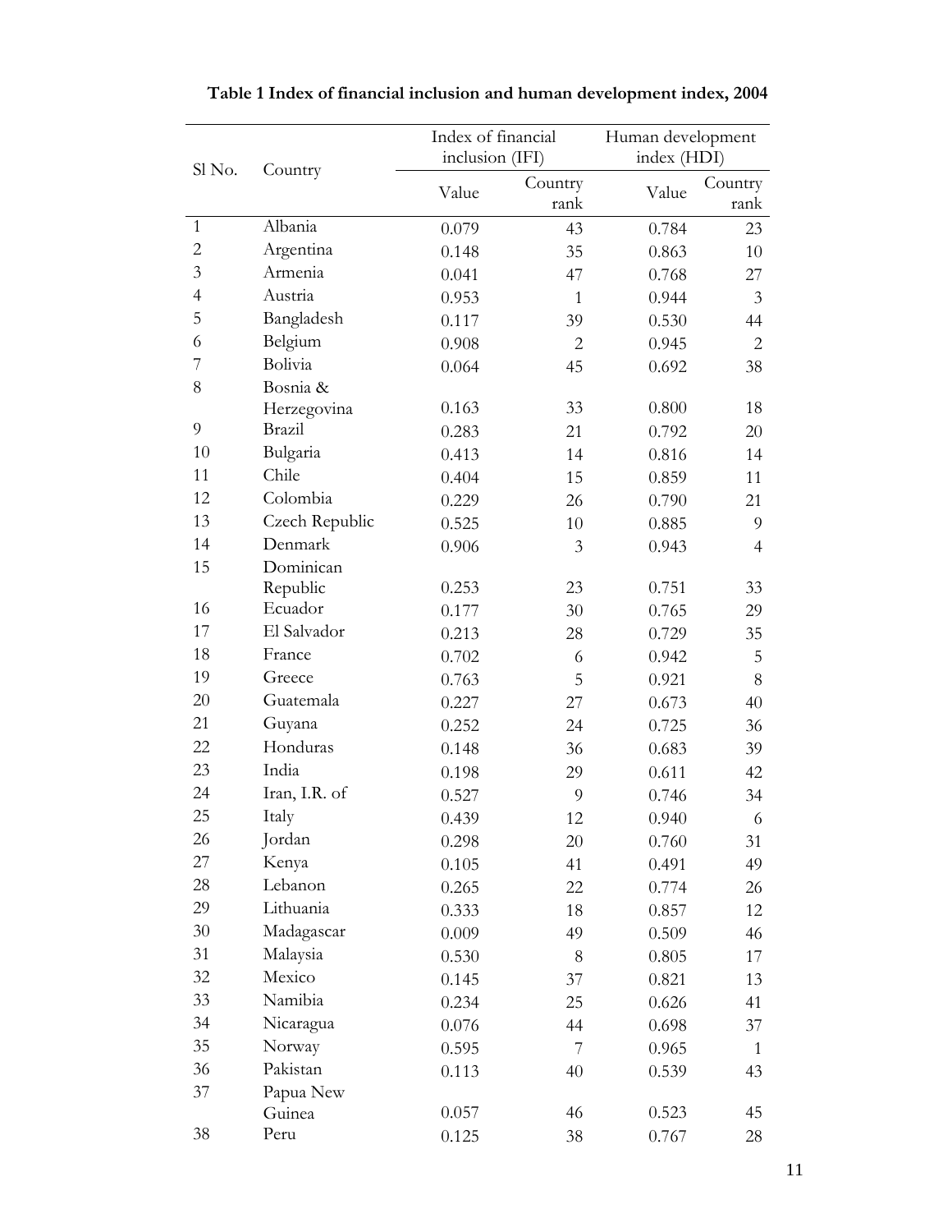**Table 1 Index of financial inclusion and human development index, 2004**

| Sl No. | Country | Index of financial inclusion (IFI) | | Human development index (HDI) | |
|---|---|---|---|---|---|
| | | Value | Country rank | Value | Country rank |
| 1 | Albania | 0.079 | 43 | 0.784 | 23 |
| 2 | Argentina | 0.148 | 35 | 0.863 | 10 |
| 3 | Armenia | 0.041 | 47 | 0.768 | 27 |
| 4 | Austria | 0.953 | 1 | 0.944 | 3 |
| 5 | Bangladesh | 0.117 | 39 | 0.530 | 44 |
| 6 | Belgium | 0.908 | 2 | 0.945 | 2 |
| 7 | Bolivia | 0.064 | 45 | 0.692 | 38 |
| 8 | Bosnia & Herzegovina | 0.163 | 33 | 0.800 | 18 |
| 9 | Brazil | 0.283 | 21 | 0.792 | 20 |
| 10 | Bulgaria | 0.413 | 14 | 0.816 | 14 |
| 11 | Chile | 0.404 | 15 | 0.859 | 11 |
| 12 | Colombia | 0.229 | 26 | 0.790 | 21 |
| 13 | Czech Republic | 0.525 | 10 | 0.885 | 9 |
| 14 | Denmark | 0.906 | 3 | 0.943 | 4 |
| 15 | Dominican Republic | 0.253 | 23 | 0.751 | 33 |
| 16 | Ecuador | 0.177 | 30 | 0.765 | 29 |
| 17 | El Salvador | 0.213 | 28 | 0.729 | 35 |
| 18 | France | 0.702 | 6 | 0.942 | 5 |
| 19 | Greece | 0.763 | 5 | 0.921 | 8 |
| 20 | Guatemala | 0.227 | 27 | 0.673 | 40 |
| 21 | Guyana | 0.252 | 24 | 0.725 | 36 |
| 22 | Honduras | 0.148 | 36 | 0.683 | 39 |
| 23 | India | 0.198 | 29 | 0.611 | 42 |
| 24 | Iran, I.R. of | 0.527 | 9 | 0.746 | 34 |
| 25 | Italy | 0.439 | 12 | 0.940 | 6 |
| 26 | Jordan | 0.298 | 20 | 0.760 | 31 |
| 27 | Kenya | 0.105 | 41 | 0.491 | 49 |
| 28 | Lebanon | 0.265 | 22 | 0.774 | 26 |
| 29 | Lithuania | 0.333 | 18 | 0.857 | 12 |
| 30 | Madagascar | 0.009 | 49 | 0.509 | 46 |
| 31 | Malaysia | 0.530 | 8 | 0.805 | 17 |
| 32 | Mexico | 0.145 | 37 | 0.821 | 13 |
| 33 | Namibia | 0.234 | 25 | 0.626 | 41 |
| 34 | Nicaragua | 0.076 | 44 | 0.698 | 37 |
| 35 | Norway | 0.595 | 7 | 0.965 | 1 |
| 36 | Pakistan | 0.113 | 40 | 0.539 | 43 |
| 37 | Papua New Guinea | 0.057 | 46 | 0.523 | 45 |
| 38 | Peru | 0.125 | 38 | 0.767 | 28 |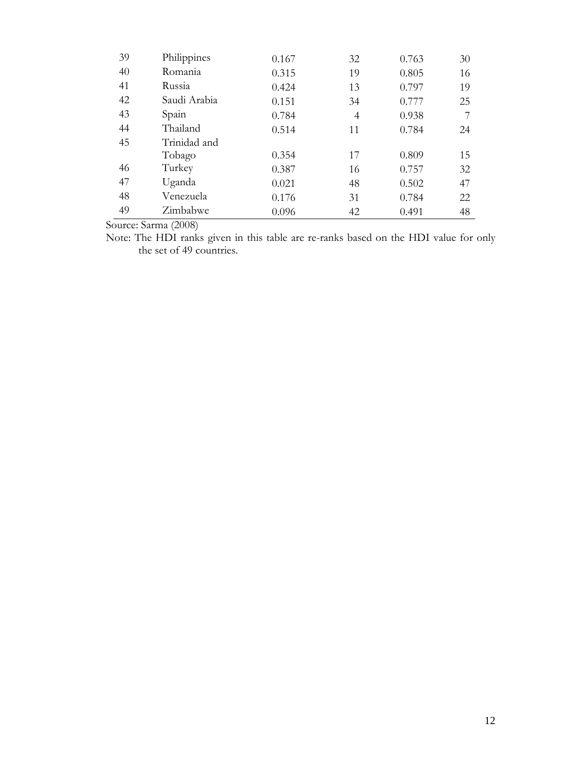| | | | | | |
|---|---|---|---|---|---|
| 39 | Philippines | 0.167 | 32 | 0.763 | 30 |
| 40 | Romania | 0.315 | 19 | 0.805 | 16 |
| 41 | Russia | 0.424 | 13 | 0.797 | 19 |
| 42 | Saudi Arabia | 0.151 | 34 | 0.777 | 25 |
| 43 | Spain | 0.784 | 4 | 0.938 | 7 |
| 44 | Thailand | 0.514 | 11 | 0.784 | 24 |
| 45 | Trinidad and Tobago | 0.354 | 17 | 0.809 | 15 |
| 46 | Turkey | 0.387 | 16 | 0.757 | 32 |
| 47 | Uganda | 0.021 | 48 | 0.502 | 47 |
| 48 | Venezuela | 0.176 | 31 | 0.784 | 22 |
| 49 | Zimbabwe | 0.096 | 42 | 0.491 | 48 |

Source: Sarma (2008)

Note: The HDI ranks given in this table are re-ranks based on the HDI value for only the set of 49 countries.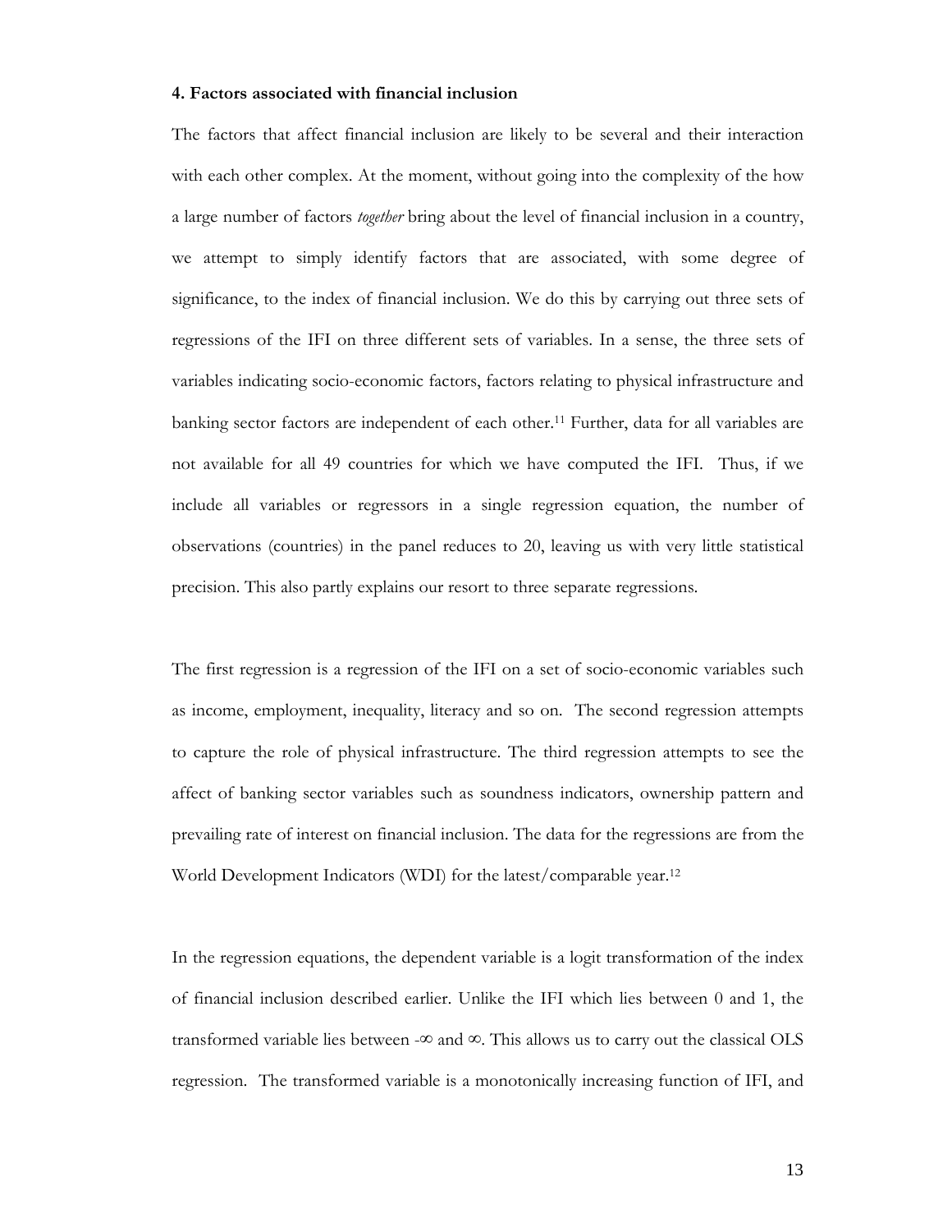### 4. Factors associated with financial inclusion

The factors that affect financial inclusion are likely to be several and their interaction with each other complex. At the moment, without going into the complexity of the how a large number of factors *together* bring about the level of financial inclusion in a country, we attempt to simply identify factors that are associated, with some degree of significance, to the index of financial inclusion. We do this by carrying out three sets of regressions of the IFI on three different sets of variables. In a sense, the three sets of variables indicating socio-economic factors, factors relating to physical infrastructure and banking sector factors are independent of each other.[11] Further, data for all variables are not available for all 49 countries for which we have computed the IFI. Thus, if we include all variables or regressors in a single regression equation, the number of observations (countries) in the panel reduces to 20, leaving us with very little statistical precision. This also partly explains our resort to three separate regressions.

The first regression is a regression of the IFI on a set of socio-economic variables such as income, employment, inequality, literacy and so on. The second regression attempts to capture the role of physical infrastructure. The third regression attempts to see the affect of banking sector variables such as soundness indicators, ownership pattern and prevailing rate of interest on financial inclusion. The data for the regressions are from the World Development Indicators (WDI) for the latest/comparable year.[12]

In the regression equations, the dependent variable is a logit transformation of the index of financial inclusion described earlier. Unlike the IFI which lies between 0 and 1, the transformed variable lies between $-\infty$ and $\infty$. This allows us to carry out the classical OLS regression. The transformed variable is a monotonically increasing function of IFI, and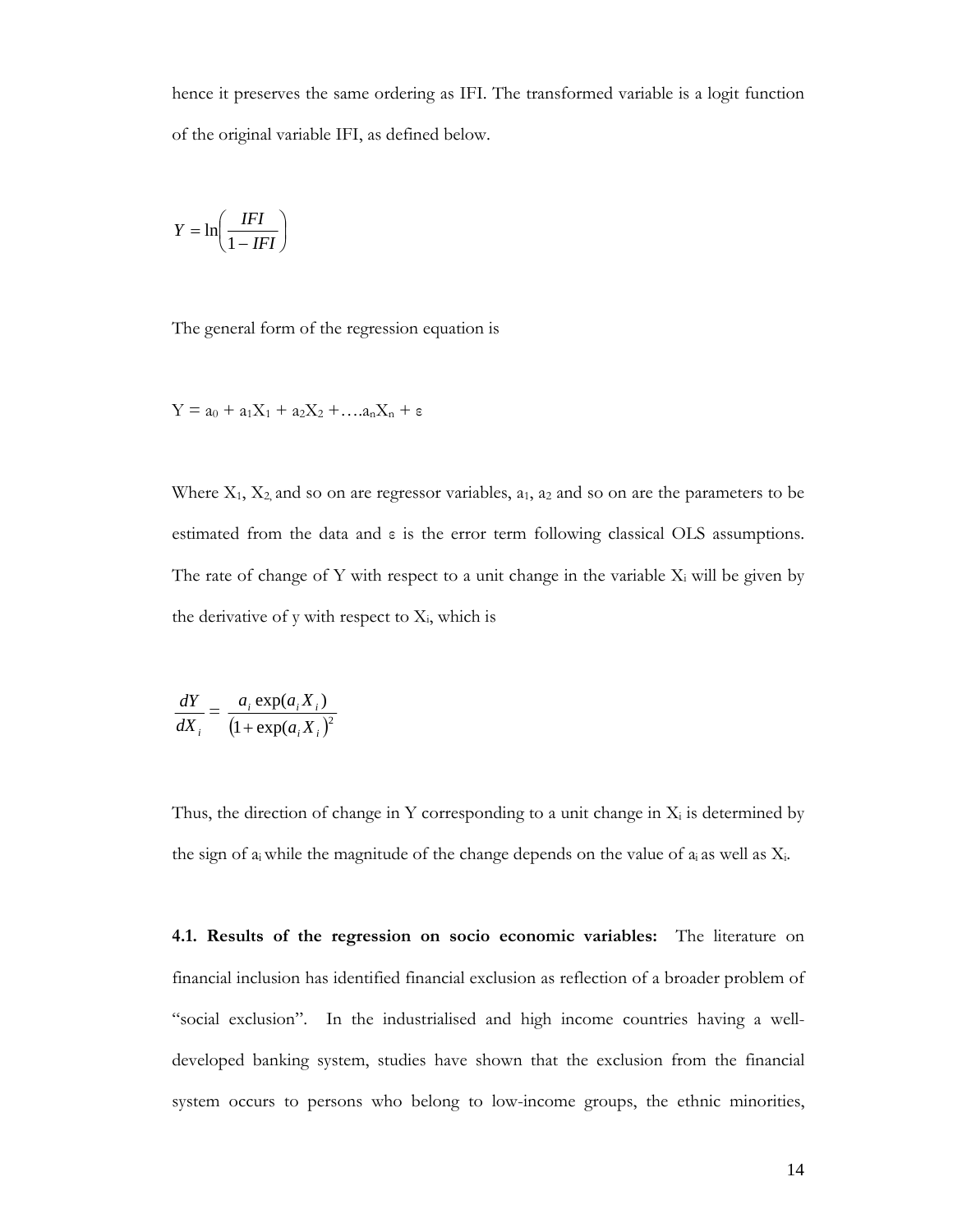hence it preserves the same ordering as IFI. The transformed variable is a logit function of the original variable IFI, as defined below.

$$Y = \ln\left(\frac{IFI}{1 - IFI}\right)$$

The general form of the regression equation is

$$Y = a_0 + a_1X_1 + a_2X_2 + \ldots a_nX_n + \varepsilon$$

Where $X_1$, $X_2$, and so on are regressor variables, $a_1$, $a_2$ and so on are the parameters to be estimated from the data and $\varepsilon$ is the error term following classical OLS assumptions. The rate of change of Y with respect to a unit change in the variable $X_i$ will be given by the derivative of y with respect to $X_i$, which is

$$\frac{dY}{dX_i} = \frac{a_i \exp(a_i X_i)}{\left(1 + \exp(a_i X_i)\right)^2}$$

Thus, the direction of change in Y corresponding to a unit change in $X_i$ is determined by the sign of $a_i$ while the magnitude of the change depends on the value of $a_i$ as well as $X_i$.

**4.1. Results of the regression on socio economic variables:** The literature on financial inclusion has identified financial exclusion as reflection of a broader problem of "social exclusion". In the industrialised and high income countries having a well-developed banking system, studies have shown that the exclusion from the financial system occurs to persons who belong to low-income groups, the ethnic minorities,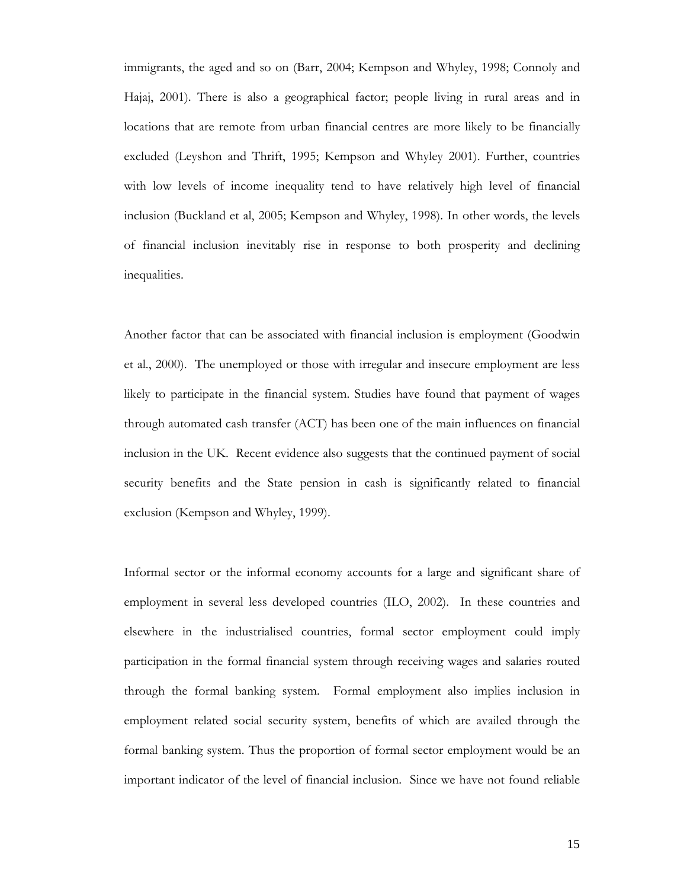immigrants, the aged and so on (Barr, 2004; Kempson and Whyley, 1998; Connoly and Hajaj, 2001). There is also a geographical factor; people living in rural areas and in locations that are remote from urban financial centres are more likely to be financially excluded (Leyshon and Thrift, 1995; Kempson and Whyley 2001). Further, countries with low levels of income inequality tend to have relatively high level of financial inclusion (Buckland et al, 2005; Kempson and Whyley, 1998). In other words, the levels of financial inclusion inevitably rise in response to both prosperity and declining inequalities.

Another factor that can be associated with financial inclusion is employment (Goodwin et al., 2000). The unemployed or those with irregular and insecure employment are less likely to participate in the financial system. Studies have found that payment of wages through automated cash transfer (ACT) has been one of the main influences on financial inclusion in the UK. Recent evidence also suggests that the continued payment of social security benefits and the State pension in cash is significantly related to financial exclusion (Kempson and Whyley, 1999).

Informal sector or the informal economy accounts for a large and significant share of employment in several less developed countries (ILO, 2002). In these countries and elsewhere in the industrialised countries, formal sector employment could imply participation in the formal financial system through receiving wages and salaries routed through the formal banking system. Formal employment also implies inclusion in employment related social security system, benefits of which are availed through the formal banking system. Thus the proportion of formal sector employment would be an important indicator of the level of financial inclusion. Since we have not found reliable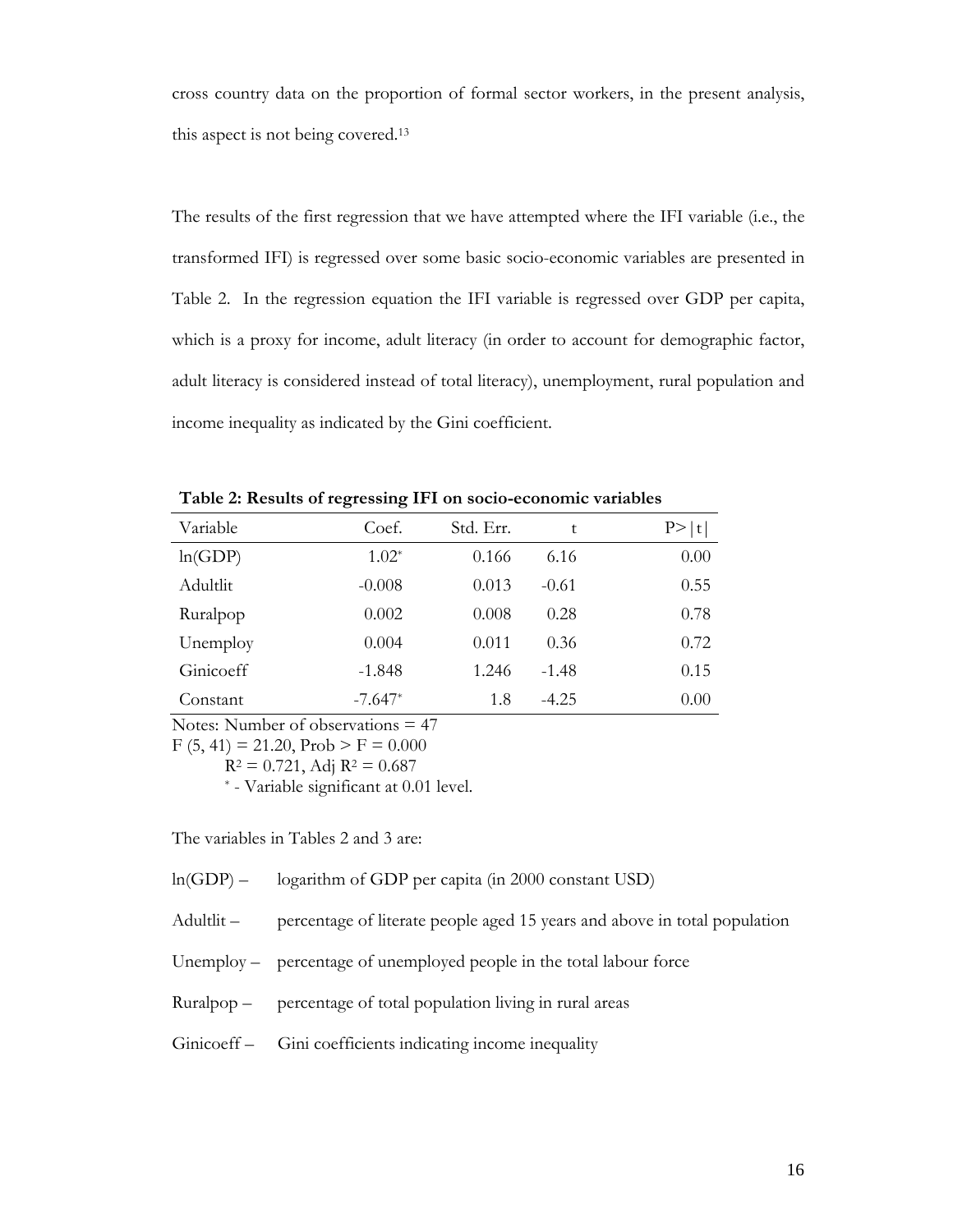cross country data on the proportion of formal sector workers, in the present analysis, this aspect is not being covered.[13]

The results of the first regression that we have attempted where the IFI variable (i.e., the transformed IFI) is regressed over some basic socio-economic variables are presented in Table 2. In the regression equation the IFI variable is regressed over GDP per capita, which is a proxy for income, adult literacy (in order to account for demographic factor, adult literacy is considered instead of total literacy), unemployment, rural population and income inequality as indicated by the Gini coefficient.

**Table 2: Results of regressing IFI on socio-economic variables**

| Variable | Coef. | Std. Err. | t | P>\|t\| |
|---|---|---|---|---|
| ln(GDP) | 1.02* | 0.166 | 6.16 | 0.00 |
| Adultlit | -0.008 | 0.013 | -0.61 | 0.55 |
| Ruralpop | 0.002 | 0.008 | 0.28 | 0.78 |
| Unemploy | 0.004 | 0.011 | 0.36 | 0.72 |
| Ginicoeff | -1.848 | 1.246 | -1.48 | 0.15 |
| Constant | -7.647* | 1.8 | -4.25 | 0.00 |

Notes: Number of observations = 47
$F(5, 41) = 21.20$, Prob > F = 0.000
$R^2 = 0.721$, Adj $R^2 = 0.687$
* - Variable significant at 0.01 level.

The variables in Tables 2 and 3 are:

ln(GDP) – logarithm of GDP per capita (in 2000 constant USD)

Adultlit – percentage of literate people aged 15 years and above in total population

Unemploy – percentage of unemployed people in the total labour force

Ruralpop – percentage of total population living in rural areas

Ginicoeff – Gini coefficients indicating income inequality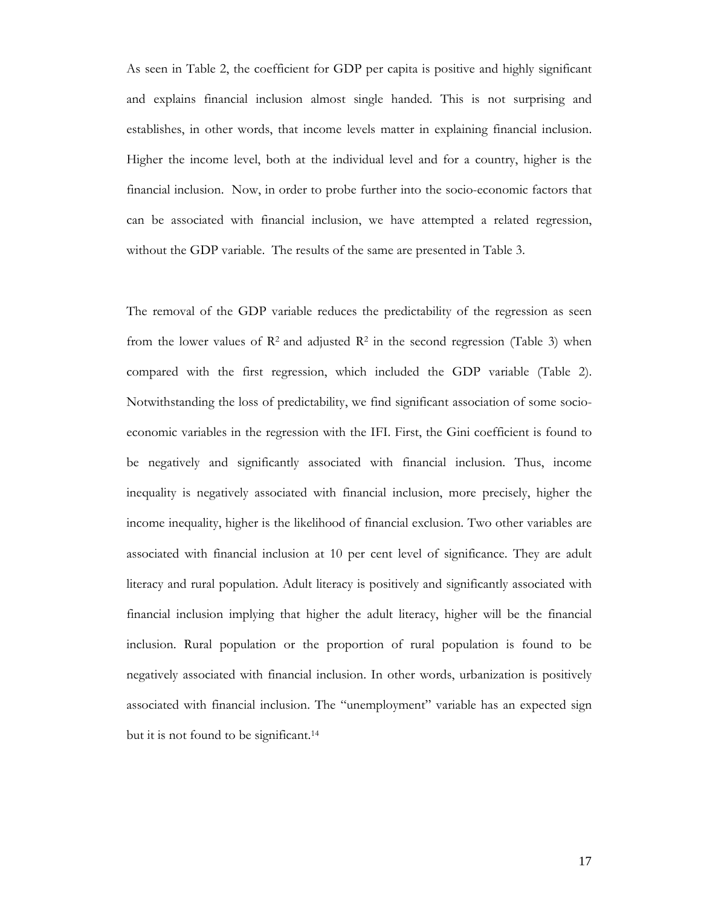As seen in Table 2, the coefficient for GDP per capita is positive and highly significant and explains financial inclusion almost single handed. This is not surprising and establishes, in other words, that income levels matter in explaining financial inclusion. Higher the income level, both at the individual level and for a country, higher is the financial inclusion. Now, in order to probe further into the socio-economic factors that can be associated with financial inclusion, we have attempted a related regression, without the GDP variable. The results of the same are presented in Table 3.

The removal of the GDP variable reduces the predictability of the regression as seen from the lower values of $R^2$ and adjusted $R^2$ in the second regression (Table 3) when compared with the first regression, which included the GDP variable (Table 2). Notwithstanding the loss of predictability, we find significant association of some socio-economic variables in the regression with the IFI. First, the Gini coefficient is found to be negatively and significantly associated with financial inclusion. Thus, income inequality is negatively associated with financial inclusion, more precisely, higher the income inequality, higher is the likelihood of financial exclusion. Two other variables are associated with financial inclusion at 10 per cent level of significance. They are adult literacy and rural population. Adult literacy is positively and significantly associated with financial inclusion implying that higher the adult literacy, higher will be the financial inclusion. Rural population or the proportion of rural population is found to be negatively associated with financial inclusion. In other words, urbanization is positively associated with financial inclusion. The "unemployment" variable has an expected sign but it is not found to be significant.[14]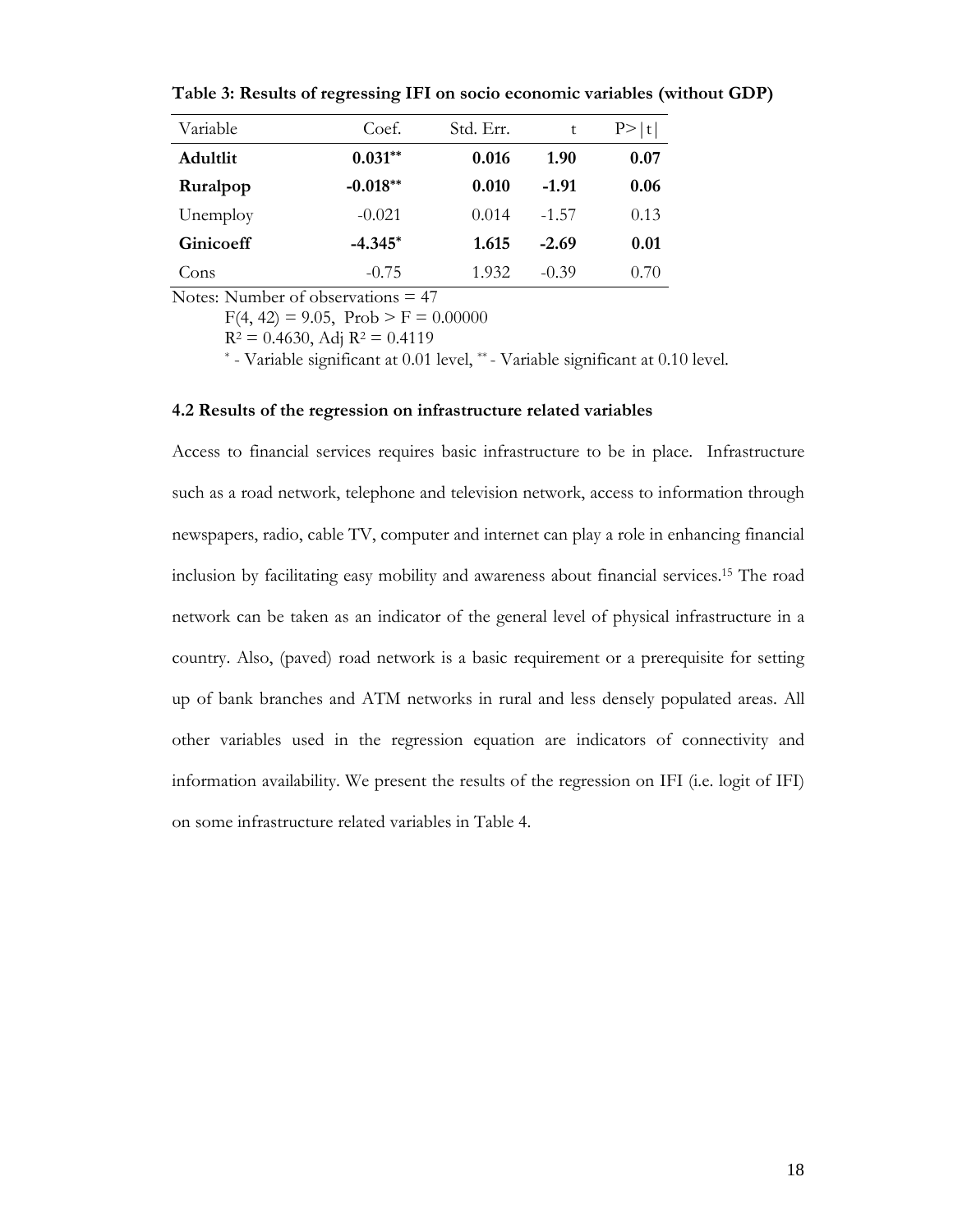**Table 3: Results of regressing IFI on socio economic variables (without GDP)**

| Variable | Coef. | Std. Err. | t | P>\|t\| |
|---|---|---|---|---|
| **Adultlit** | **0.031**[**] | **0.016** | **1.90** | **0.07** |
| **Ruralpop** | **-0.018**[**] | **0.010** | **-1.91** | **0.06** |
| Unemploy | -0.021 | 0.014 | -1.57 | 0.13 |
| **Ginicoeff** | **-4.345**[*] | **1.615** | **-2.69** | **0.01** |
| Cons | -0.75 | 1.932 | -0.39 | 0.70 |

Notes: Number of observations = 47

$F(4, 42) = 9.05$, Prob > F = 0.00000

$R^2 = 0.4630$, Adj $R^2 = 0.4119$

[*] - Variable significant at 0.01 level, [**] - Variable significant at 0.10 level.

### 4.2 Results of the regression on infrastructure related variables

Access to financial services requires basic infrastructure to be in place. Infrastructure such as a road network, telephone and television network, access to information through newspapers, radio, cable TV, computer and internet can play a role in enhancing financial inclusion by facilitating easy mobility and awareness about financial services.[15] The road network can be taken as an indicator of the general level of physical infrastructure in a country. Also, (paved) road network is a basic requirement or a prerequisite for setting up of bank branches and ATM networks in rural and less densely populated areas. All other variables used in the regression equation are indicators of connectivity and information availability. We present the results of the regression on IFI (i.e. logit of IFI) on some infrastructure related variables in Table 4.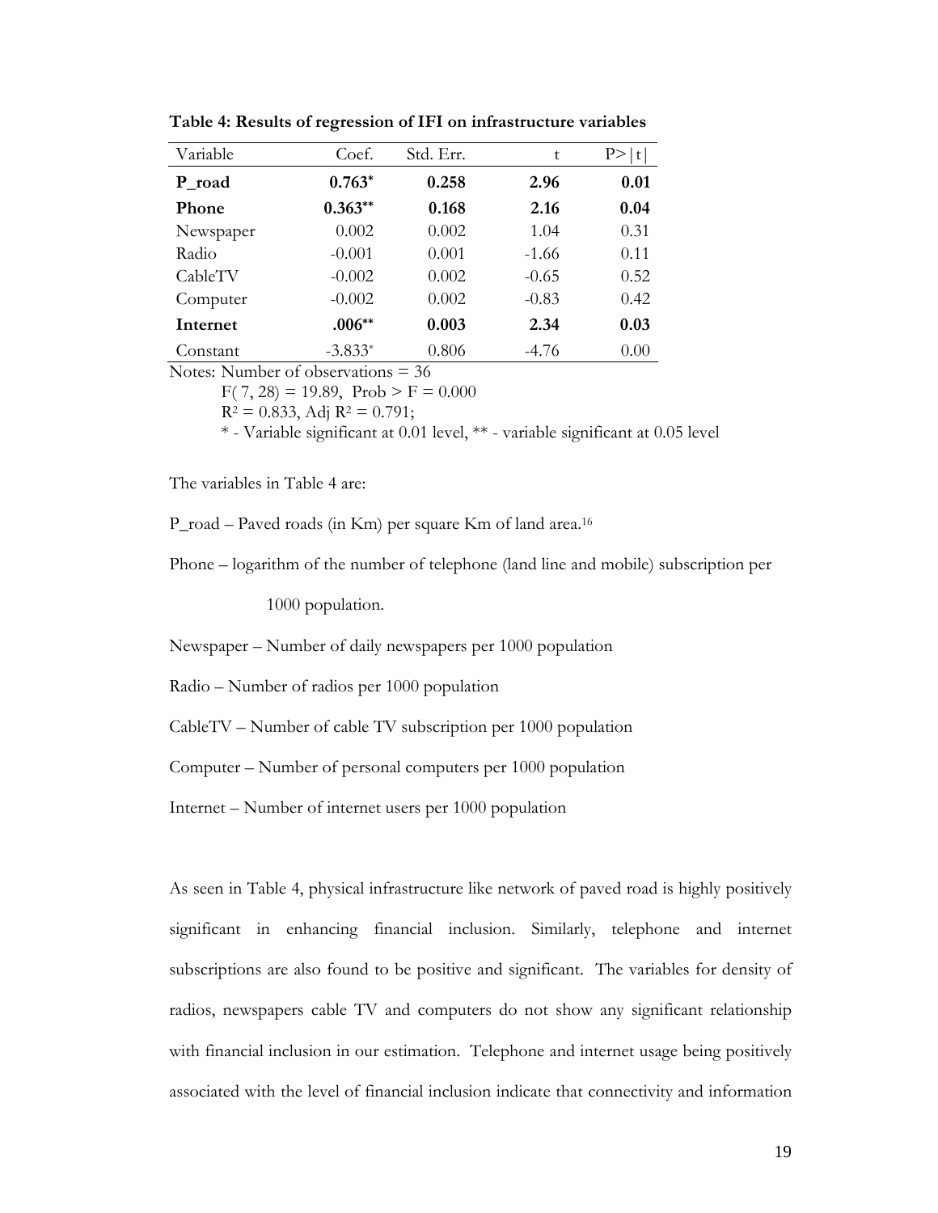**Table 4: Results of regression of IFI on infrastructure variables**

| Variable | Coef. | Std. Err. | t | P>\|t\| |
|---|---|---|---|---|
| **P_road** | **0.763*** | **0.258** | **2.96** | **0.01** |
| **Phone** | **0.363**** | **0.168** | **2.16** | **0.04** |
| Newspaper | 0.002 | 0.002 | 1.04 | 0.31 |
| Radio | -0.001 | 0.001 | -1.66 | 0.11 |
| CableTV | -0.002 | 0.002 | -0.65 | 0.52 |
| Computer | -0.002 | 0.002 | -0.83 | 0.42 |
| **Internet** | **.006**** | **0.003** | **2.34** | **0.03** |
| Constant | -3.833* | 0.806 | -4.76 | 0.00 |

Notes: Number of observations = 36

$F(7, 28) = 19.89$, Prob > F = 0.000

$R^2 = 0.833$, Adj $R^2 = 0.791$;

* - Variable significant at 0.01 level, ** - variable significant at 0.05 level

The variables in Table 4 are:

P_road – Paved roads (in Km) per square Km of land area.[16]

Phone – logarithm of the number of telephone (land line and mobile) subscription per 1000 population.

Newspaper – Number of daily newspapers per 1000 population

Radio – Number of radios per 1000 population

CableTV – Number of cable TV subscription per 1000 population

Computer – Number of personal computers per 1000 population

Internet – Number of internet users per 1000 population

As seen in Table 4, physical infrastructure like network of paved road is highly positively significant in enhancing financial inclusion. Similarly, telephone and internet subscriptions are also found to be positive and significant. The variables for density of radios, newspapers cable TV and computers do not show any significant relationship with financial inclusion in our estimation. Telephone and internet usage being positively associated with the level of financial inclusion indicate that connectivity and information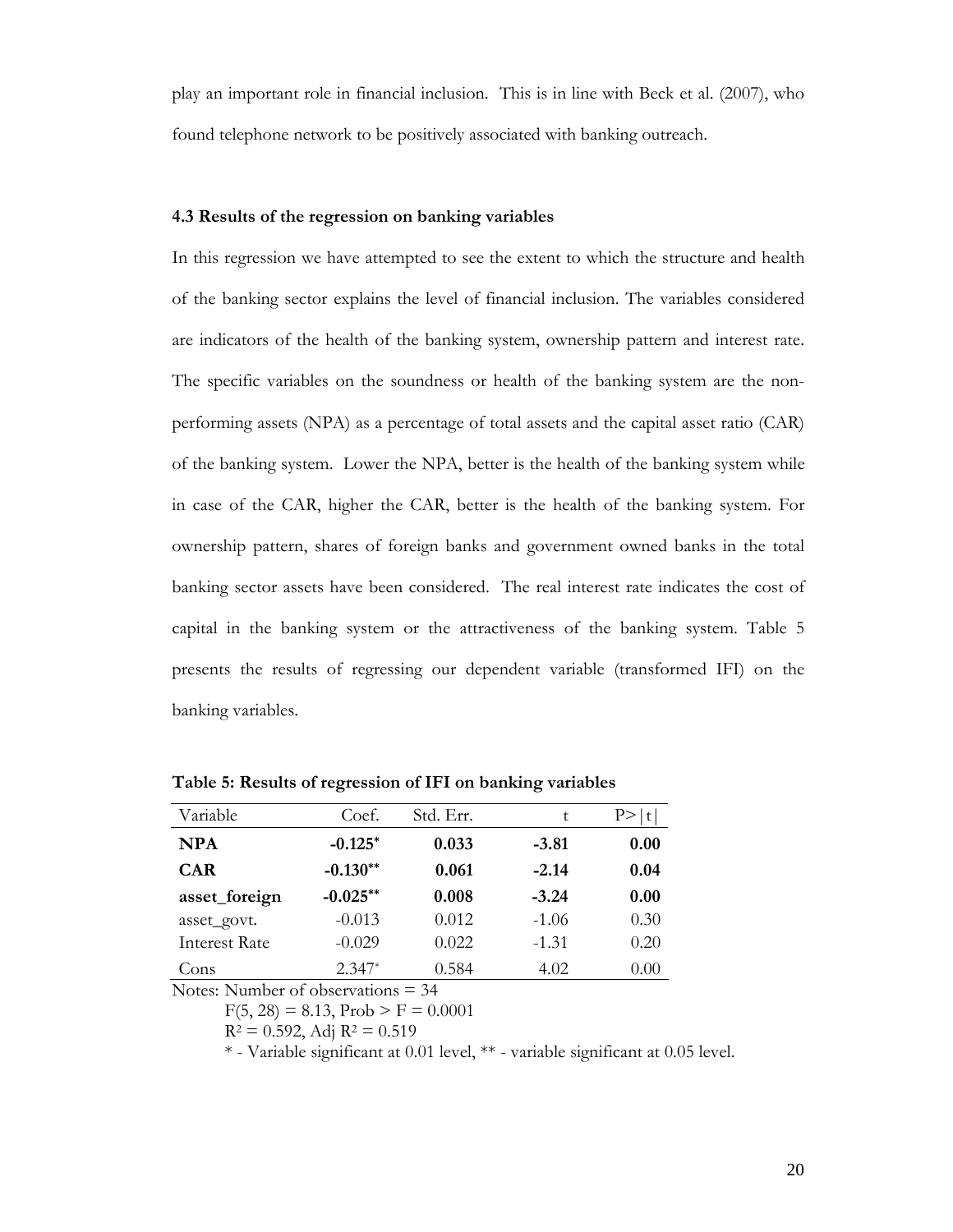play an important role in financial inclusion. This is in line with Beck et al. (2007), who found telephone network to be positively associated with banking outreach.

### 4.3 Results of the regression on banking variables

In this regression we have attempted to see the extent to which the structure and health of the banking sector explains the level of financial inclusion. The variables considered are indicators of the health of the banking system, ownership pattern and interest rate. The specific variables on the soundness or health of the banking system are the non-performing assets (NPA) as a percentage of total assets and the capital asset ratio (CAR) of the banking system. Lower the NPA, better is the health of the banking system while in case of the CAR, higher the CAR, better is the health of the banking system. For ownership pattern, shares of foreign banks and government owned banks in the total banking sector assets have been considered. The real interest rate indicates the cost of capital in the banking system or the attractiveness of the banking system. Table 5 presents the results of regressing our dependent variable (transformed IFI) on the banking variables.

**Table 5: Results of regression of IFI on banking variables**

| Variable | Coef. | Std. Err. | t | P>\|t\| |
|---|---|---|---|---|
| **NPA** | **-0.125*** | **0.033** | **-3.81** | **0.00** |
| **CAR** | **-0.130**** | **0.061** | **-2.14** | **0.04** |
| **asset_foreign** | **-0.025**** | **0.008** | **-3.24** | **0.00** |
| asset_govt. | -0.013 | 0.012 | -1.06 | 0.30 |
| Interest Rate | -0.029 | 0.022 | -1.31 | 0.20 |
| Cons | 2.347* | 0.584 | 4.02 | 0.00 |

Notes: Number of observations = 34

$F(5, 28) = 8.13$, Prob > F = 0.0001

$R^2 = 0.592$, Adj $R^2 = 0.519$

* - Variable significant at 0.01 level, ** - variable significant at 0.05 level.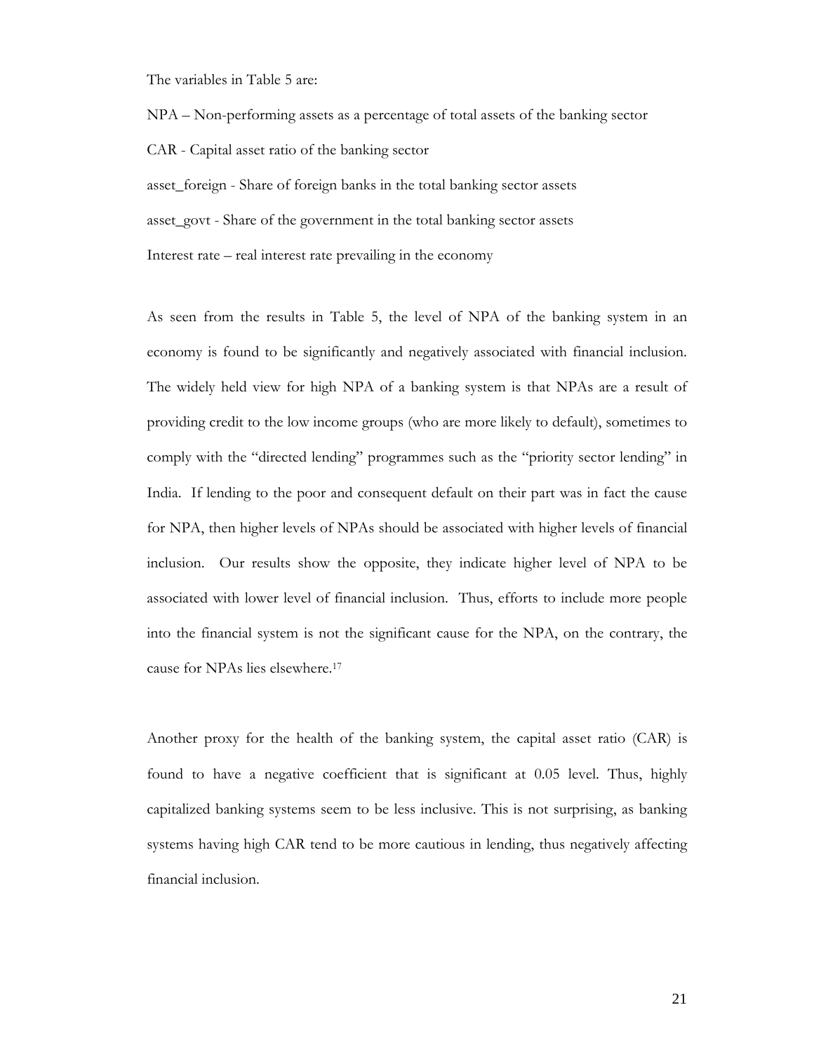The variables in Table 5 are:

NPA – Non-performing assets as a percentage of total assets of the banking sector

CAR - Capital asset ratio of the banking sector

asset_foreign - Share of foreign banks in the total banking sector assets

asset_govt - Share of the government in the total banking sector assets

Interest rate – real interest rate prevailing in the economy

As seen from the results in Table 5, the level of NPA of the banking system in an economy is found to be significantly and negatively associated with financial inclusion. The widely held view for high NPA of a banking system is that NPAs are a result of providing credit to the low income groups (who are more likely to default), sometimes to comply with the "directed lending" programmes such as the "priority sector lending" in India. If lending to the poor and consequent default on their part was in fact the cause for NPA, then higher levels of NPAs should be associated with higher levels of financial inclusion. Our results show the opposite, they indicate higher level of NPA to be associated with lower level of financial inclusion. Thus, efforts to include more people into the financial system is not the significant cause for the NPA, on the contrary, the cause for NPAs lies elsewhere.[17]

Another proxy for the health of the banking system, the capital asset ratio (CAR) is found to have a negative coefficient that is significant at 0.05 level. Thus, highly capitalized banking systems seem to be less inclusive. This is not surprising, as banking systems having high CAR tend to be more cautious in lending, thus negatively affecting financial inclusion.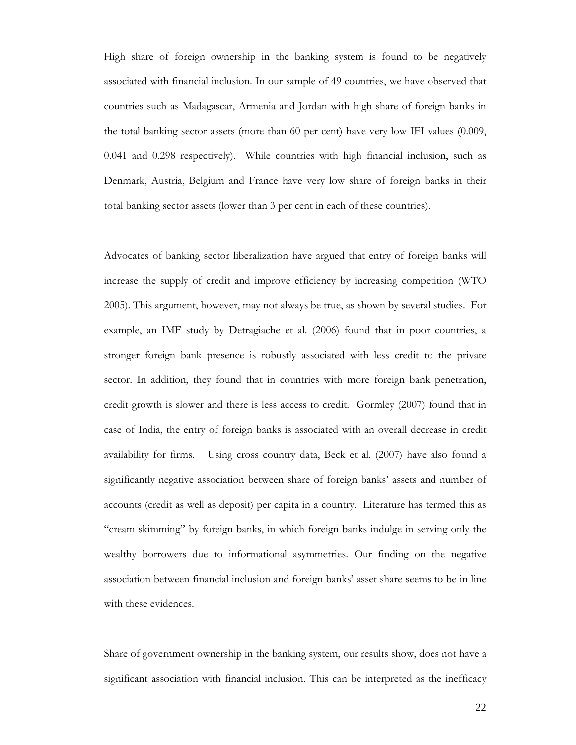High share of foreign ownership in the banking system is found to be negatively associated with financial inclusion. In our sample of 49 countries, we have observed that countries such as Madagascar, Armenia and Jordan with high share of foreign banks in the total banking sector assets (more than 60 per cent) have very low IFI values (0.009, 0.041 and 0.298 respectively). While countries with high financial inclusion, such as Denmark, Austria, Belgium and France have very low share of foreign banks in their total banking sector assets (lower than 3 per cent in each of these countries).

Advocates of banking sector liberalization have argued that entry of foreign banks will increase the supply of credit and improve efficiency by increasing competition (WTO 2005). This argument, however, may not always be true, as shown by several studies. For example, an IMF study by Detragiache et al. (2006) found that in poor countries, a stronger foreign bank presence is robustly associated with less credit to the private sector. In addition, they found that in countries with more foreign bank penetration, credit growth is slower and there is less access to credit. Gormley (2007) found that in case of India, the entry of foreign banks is associated with an overall decrease in credit availability for firms. Using cross country data, Beck et al. (2007) have also found a significantly negative association between share of foreign banks' assets and number of accounts (credit as well as deposit) per capita in a country. Literature has termed this as "cream skimming" by foreign banks, in which foreign banks indulge in serving only the wealthy borrowers due to informational asymmetries. Our finding on the negative association between financial inclusion and foreign banks' asset share seems to be in line with these evidences.

Share of government ownership in the banking system, our results show, does not have a significant association with financial inclusion. This can be interpreted as the inefficacy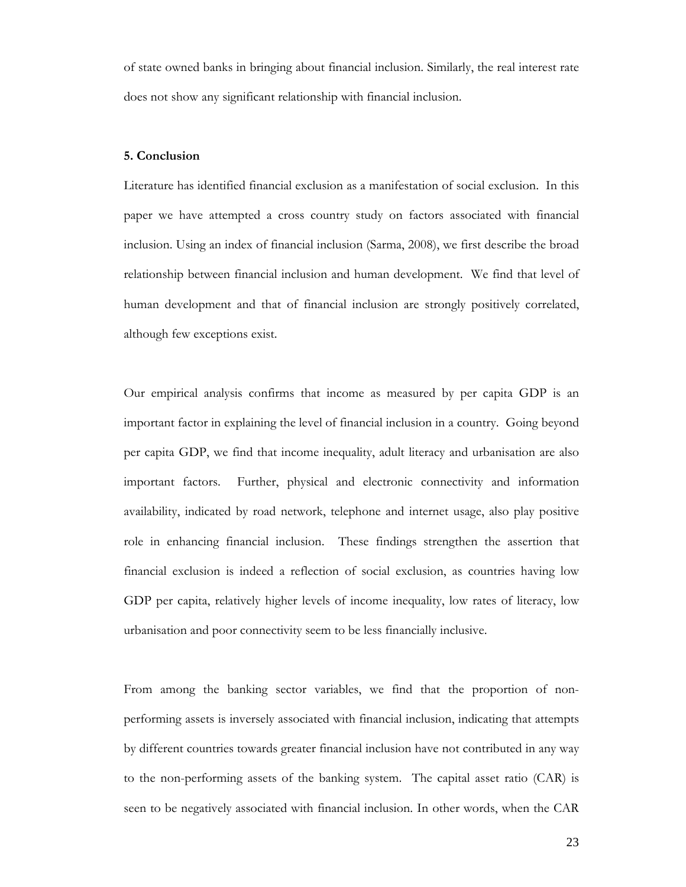of state owned banks in bringing about financial inclusion. Similarly, the real interest rate does not show any significant relationship with financial inclusion.

### 5. Conclusion

Literature has identified financial exclusion as a manifestation of social exclusion. In this paper we have attempted a cross country study on factors associated with financial inclusion. Using an index of financial inclusion (Sarma, 2008), we first describe the broad relationship between financial inclusion and human development. We find that level of human development and that of financial inclusion are strongly positively correlated, although few exceptions exist.

Our empirical analysis confirms that income as measured by per capita GDP is an important factor in explaining the level of financial inclusion in a country. Going beyond per capita GDP, we find that income inequality, adult literacy and urbanisation are also important factors. Further, physical and electronic connectivity and information availability, indicated by road network, telephone and internet usage, also play positive role in enhancing financial inclusion. These findings strengthen the assertion that financial exclusion is indeed a reflection of social exclusion, as countries having low GDP per capita, relatively higher levels of income inequality, low rates of literacy, low urbanisation and poor connectivity seem to be less financially inclusive.

From among the banking sector variables, we find that the proportion of non-performing assets is inversely associated with financial inclusion, indicating that attempts by different countries towards greater financial inclusion have not contributed in any way to the non-performing assets of the banking system. The capital asset ratio (CAR) is seen to be negatively associated with financial inclusion. In other words, when the CAR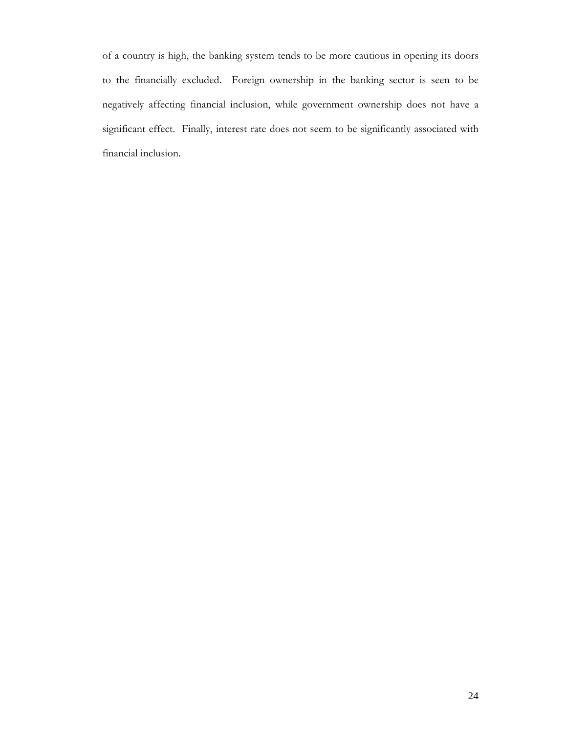of a country is high, the banking system tends to be more cautious in opening its doors to the financially excluded. Foreign ownership in the banking sector is seen to be negatively affecting financial inclusion, while government ownership does not have a significant effect. Finally, interest rate does not seem to be significantly associated with financial inclusion.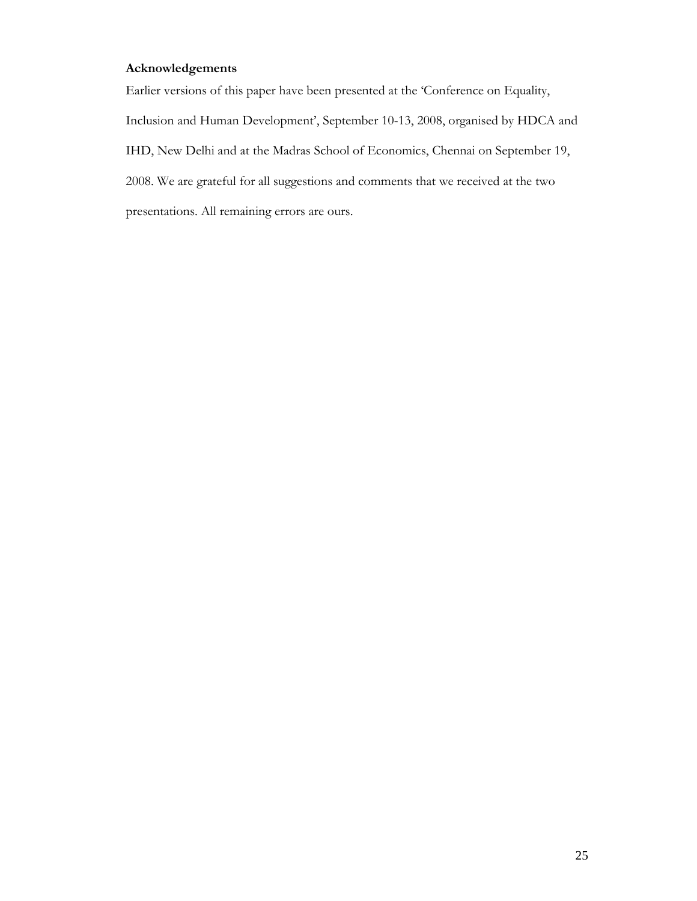**Acknowledgements**

Earlier versions of this paper have been presented at the 'Conference on Equality, Inclusion and Human Development', September 10-13, 2008, organised by HDCA and IHD, New Delhi and at the Madras School of Economics, Chennai on September 19, 2008. We are grateful for all suggestions and comments that we received at the two presentations. All remaining errors are ours.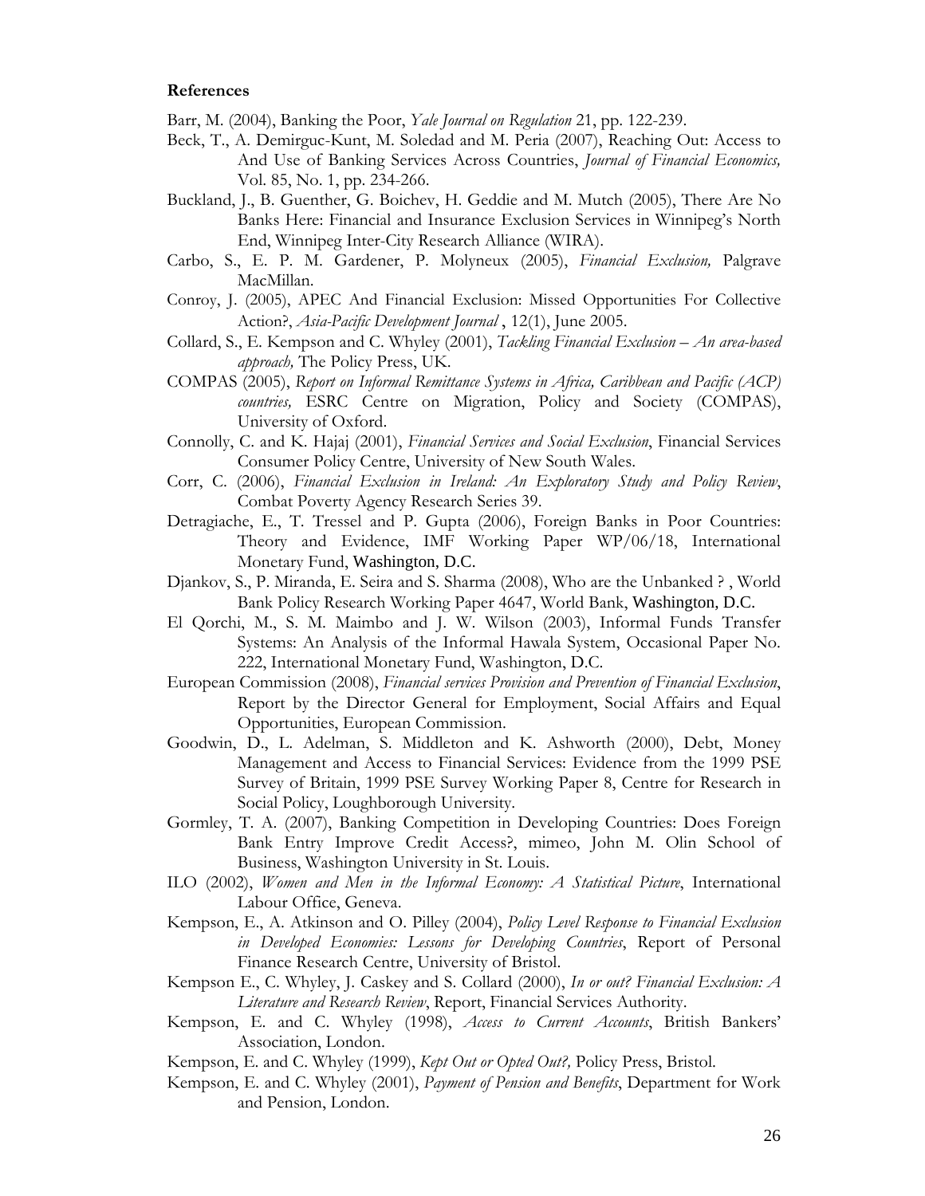**References**

Barr, M. (2004), Banking the Poor, *Yale Journal on Regulation* 21, pp. 122-239.

Beck, T., A. Demirguc-Kunt, M. Soledad and M. Peria (2007), Reaching Out: Access to And Use of Banking Services Across Countries, *Journal of Financial Economics,* Vol. 85, No. 1, pp. 234-266.

Buckland, J., B. Guenther, G. Boichev, H. Geddie and M. Mutch (2005), There Are No Banks Here: Financial and Insurance Exclusion Services in Winnipeg's North End, Winnipeg Inter-City Research Alliance (WIRA).

Carbo, S., E. P. M. Gardener, P. Molyneux (2005), *Financial Exclusion,* Palgrave MacMillan.

Conroy, J. (2005), APEC And Financial Exclusion: Missed Opportunities For Collective Action?, *Asia-Pacific Development Journal* , 12(1), June 2005.

Collard, S., E. Kempson and C. Whyley (2001), *Tackling Financial Exclusion – An area-based approach,* The Policy Press, UK.

COMPAS (2005), *Report on Informal Remittance Systems in Africa, Caribbean and Pacific (ACP) countries,* ESRC Centre on Migration, Policy and Society (COMPAS), University of Oxford.

Connolly, C. and K. Hajaj (2001), *Financial Services and Social Exclusion*, Financial Services Consumer Policy Centre, University of New South Wales.

Corr, C. (2006), *Financial Exclusion in Ireland: An Exploratory Study and Policy Review*, Combat Poverty Agency Research Series 39.

Detragiache, E., T. Tressel and P. Gupta (2006), Foreign Banks in Poor Countries: Theory and Evidence, IMF Working Paper WP/06/18, International Monetary Fund, Washington, D.C.

Djankov, S., P. Miranda, E. Seira and S. Sharma (2008), Who are the Unbanked ? , World Bank Policy Research Working Paper 4647, World Bank, Washington, D.C.

El Qorchi, M., S. M. Maimbo and J. W. Wilson (2003), Informal Funds Transfer Systems: An Analysis of the Informal Hawala System, Occasional Paper No. 222, International Monetary Fund, Washington, D.C.

European Commission (2008), *Financial services Provision and Prevention of Financial Exclusion*, Report by the Director General for Employment, Social Affairs and Equal Opportunities, European Commission.

Goodwin, D., L. Adelman, S. Middleton and K. Ashworth (2000), Debt, Money Management and Access to Financial Services: Evidence from the 1999 PSE Survey of Britain, 1999 PSE Survey Working Paper 8, Centre for Research in Social Policy, Loughborough University.

Gormley, T. A. (2007), Banking Competition in Developing Countries: Does Foreign Bank Entry Improve Credit Access?, mimeo, John M. Olin School of Business, Washington University in St. Louis.

ILO (2002), *Women and Men in the Informal Economy: A Statistical Picture*, International Labour Office, Geneva.

Kempson, E., A. Atkinson and O. Pilley (2004), *Policy Level Response to Financial Exclusion in Developed Economies: Lessons for Developing Countries*, Report of Personal Finance Research Centre, University of Bristol.

Kempson E., C. Whyley, J. Caskey and S. Collard (2000), *In or out? Financial Exclusion: A Literature and Research Review*, Report, Financial Services Authority.

Kempson, E. and C. Whyley (1998), *Access to Current Accounts*, British Bankers' Association, London.

Kempson, E. and C. Whyley (1999), *Kept Out or Opted Out?,* Policy Press, Bristol.

Kempson, E. and C. Whyley (2001), *Payment of Pension and Benefits*, Department for Work and Pension, London.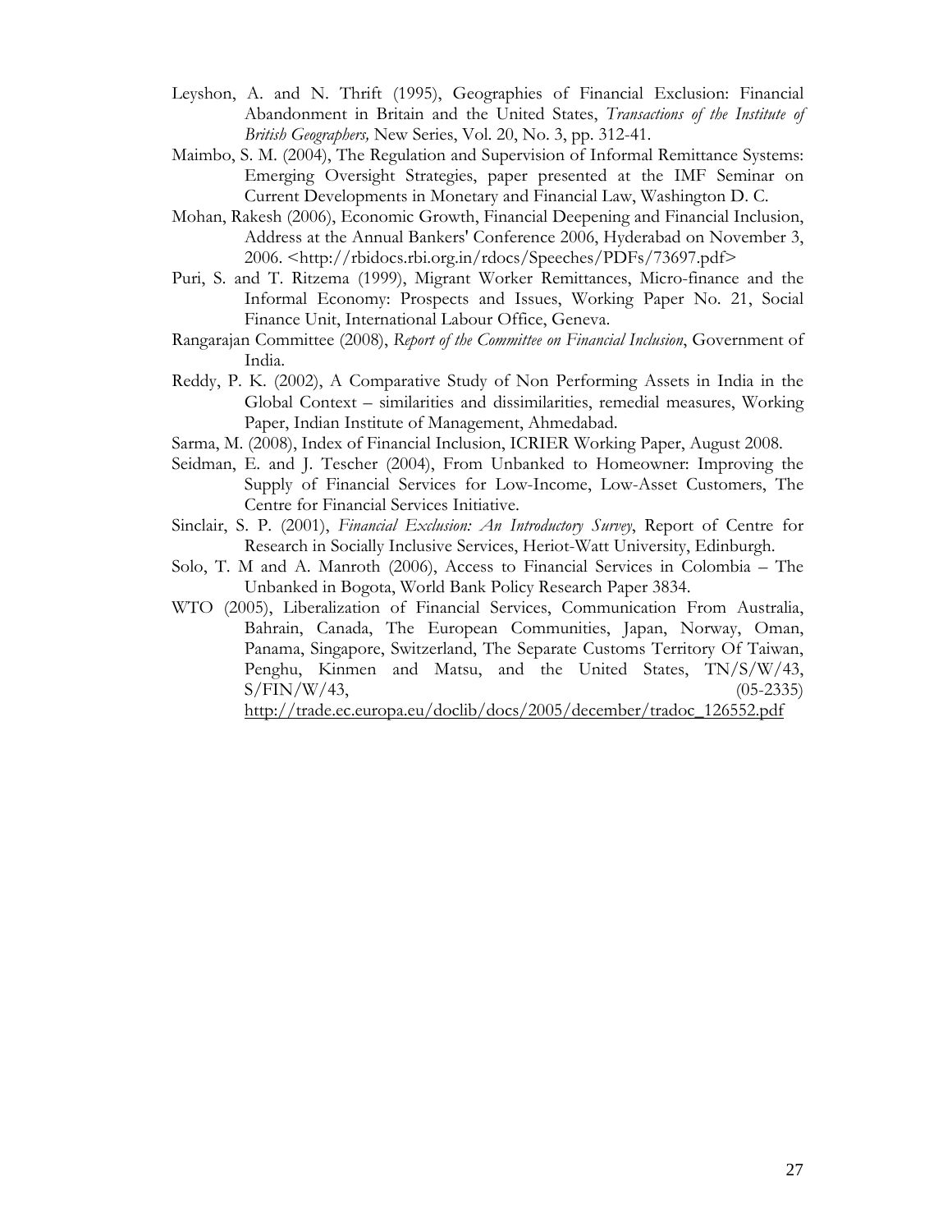Leyshon, A. and N. Thrift (1995), Geographies of Financial Exclusion: Financial Abandonment in Britain and the United States, *Transactions of the Institute of British Geographers,* New Series, Vol. 20, No. 3, pp. 312-41.

Maimbo, S. M. (2004), The Regulation and Supervision of Informal Remittance Systems: Emerging Oversight Strategies, paper presented at the IMF Seminar on Current Developments in Monetary and Financial Law, Washington D. C.

Mohan, Rakesh (2006), Economic Growth, Financial Deepening and Financial Inclusion, Address at the Annual Bankers' Conference 2006, Hyderabad on November 3, 2006. <http://rbidocs.rbi.org.in/rdocs/Speeches/PDFs/73697.pdf>

Puri, S. and T. Ritzema (1999), Migrant Worker Remittances, Micro-finance and the Informal Economy: Prospects and Issues, Working Paper No. 21, Social Finance Unit, International Labour Office, Geneva.

Rangarajan Committee (2008), *Report of the Committee on Financial Inclusion*, Government of India.

Reddy, P. K. (2002), A Comparative Study of Non Performing Assets in India in the Global Context – similarities and dissimilarities, remedial measures, Working Paper, Indian Institute of Management, Ahmedabad.

Sarma, M. (2008), Index of Financial Inclusion, ICRIER Working Paper, August 2008.

Seidman, E. and J. Tescher (2004), From Unbanked to Homeowner: Improving the Supply of Financial Services for Low-Income, Low-Asset Customers, The Centre for Financial Services Initiative.

Sinclair, S. P. (2001), *Financial Exclusion: An Introductory Survey*, Report of Centre for Research in Socially Inclusive Services, Heriot-Watt University, Edinburgh.

Solo, T. M and A. Manroth (2006), Access to Financial Services in Colombia – The Unbanked in Bogota, World Bank Policy Research Paper 3834.

WTO (2005), Liberalization of Financial Services, Communication From Australia, Bahrain, Canada, The European Communities, Japan, Norway, Oman, Panama, Singapore, Switzerland, The Separate Customs Territory Of Taiwan, Penghu, Kinmen and Matsu, and the United States, TN/S/W/43, S/FIN/W/43, (05-2335) http://trade.ec.europa.eu/doclib/docs/2005/december/tradoc_126552.pdf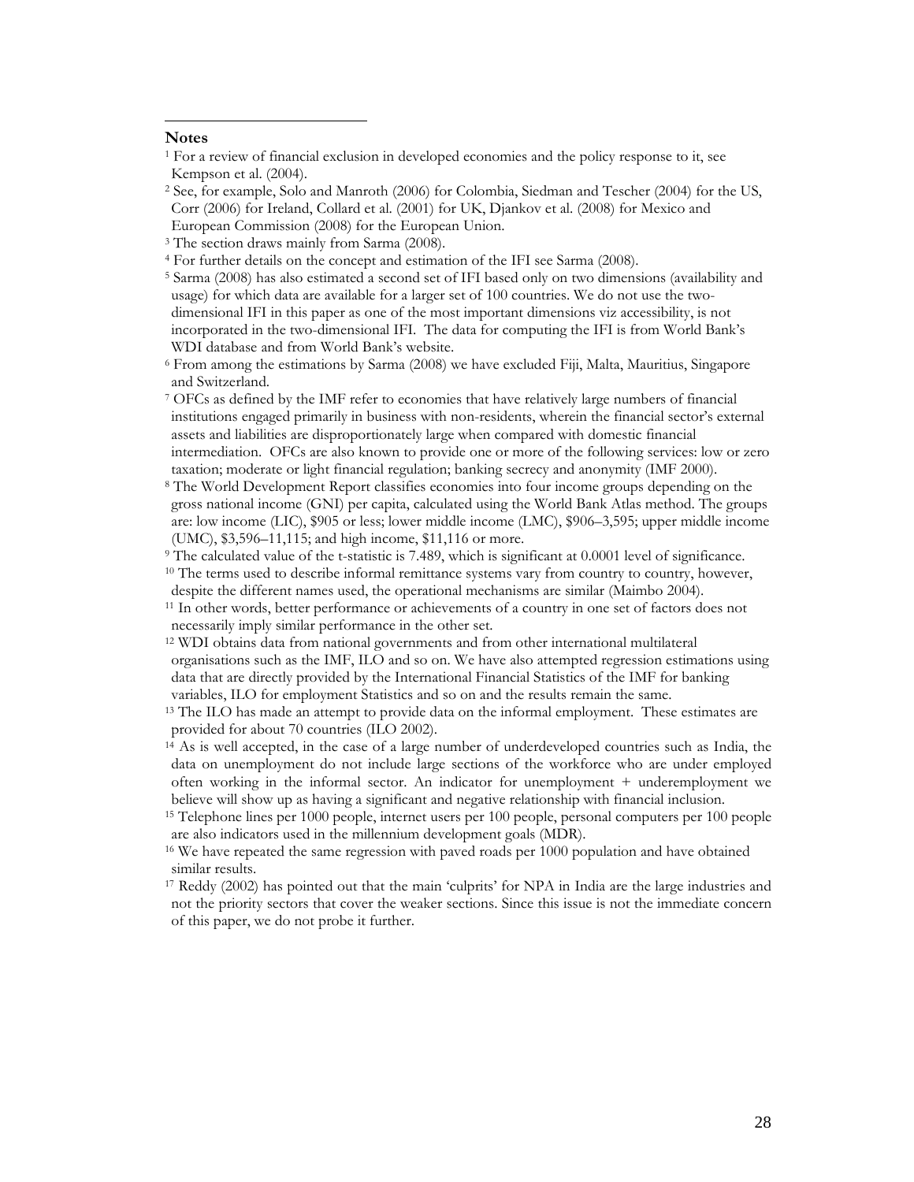**Notes**

[1] For a review of financial exclusion in developed economies and the policy response to it, see Kempson et al. (2004).

[2] See, for example, Solo and Manroth (2006) for Colombia, Siedman and Tescher (2004) for the US, Corr (2006) for Ireland, Collard et al. (2001) for UK, Djankov et al. (2008) for Mexico and European Commission (2008) for the European Union.

[3] The section draws mainly from Sarma (2008).

[4] For further details on the concept and estimation of the IFI see Sarma (2008).

[5] Sarma (2008) has also estimated a second set of IFI based only on two dimensions (availability and usage) for which data are available for a larger set of 100 countries. We do not use the two-dimensional IFI in this paper as one of the most important dimensions viz accessibility, is not incorporated in the two-dimensional IFI. The data for computing the IFI is from World Bank's WDI database and from World Bank's website.

[6] From among the estimations by Sarma (2008) we have excluded Fiji, Malta, Mauritius, Singapore and Switzerland.

[7] OFCs as defined by the IMF refer to economies that have relatively large numbers of financial institutions engaged primarily in business with non-residents, wherein the financial sector's external assets and liabilities are disproportionately large when compared with domestic financial intermediation. OFCs are also known to provide one or more of the following services: low or zero taxation; moderate or light financial regulation; banking secrecy and anonymity (IMF 2000).

[8] The World Development Report classifies economies into four income groups depending on the gross national income (GNI) per capita, calculated using the World Bank Atlas method. The groups are: low income (LIC), $905 or less; lower middle income (LMC), $906–3,595; upper middle income (UMC), $3,596–11,115; and high income, $11,116 or more.

[9] The calculated value of the t-statistic is 7.489, which is significant at 0.0001 level of significance.

[10] The terms used to describe informal remittance systems vary from country to country, however, despite the different names used, the operational mechanisms are similar (Maimbo 2004).

[11] In other words, better performance or achievements of a country in one set of factors does not necessarily imply similar performance in the other set.

[12] WDI obtains data from national governments and from other international multilateral organisations such as the IMF, ILO and so on. We have also attempted regression estimations using data that are directly provided by the International Financial Statistics of the IMF for banking variables, ILO for employment Statistics and so on and the results remain the same.

[13] The ILO has made an attempt to provide data on the informal employment. These estimates are provided for about 70 countries (ILO 2002).

[14] As is well accepted, in the case of a large number of underdeveloped countries such as India, the data on unemployment do not include large sections of the workforce who are under employed often working in the informal sector. An indicator for unemployment + underemployment we believe will show up as having a significant and negative relationship with financial inclusion.

[15] Telephone lines per 1000 people, internet users per 100 people, personal computers per 100 people are also indicators used in the millennium development goals (MDR).

[16] We have repeated the same regression with paved roads per 1000 population and have obtained similar results.

[17] Reddy (2002) has pointed out that the main 'culprits' for NPA in India are the large industries and not the priority sectors that cover the weaker sections. Since this issue is not the immediate concern of this paper, we do not probe it further.